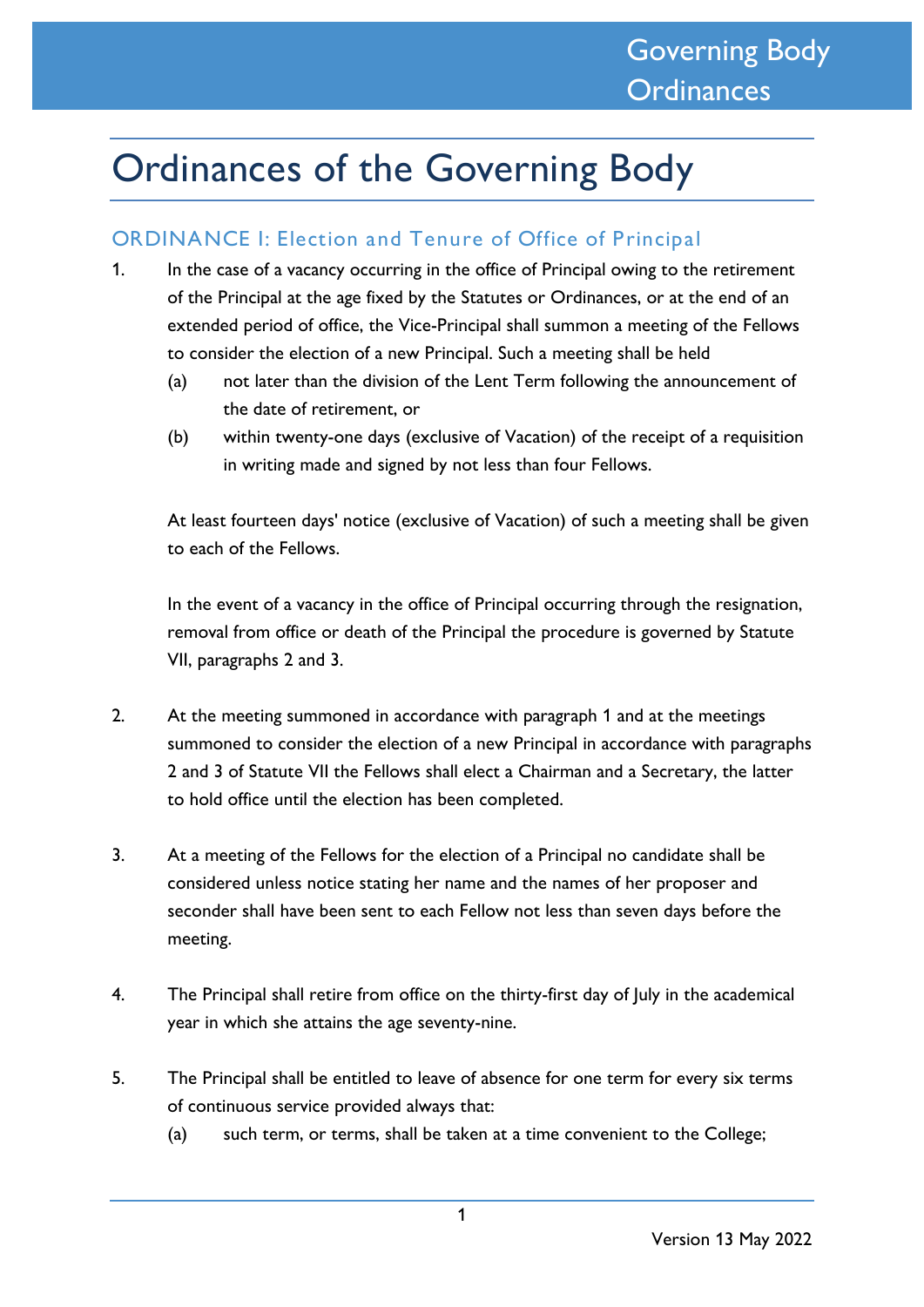# Ordinances of the Governing Body

## ORDINANCE I: Election and Tenure of Office of Principal

1. In the case of a vacancy occurring in the office of Principal owing to the retirement of the Principal at the age fixed by the Statutes or Ordinances, or at the end of an extended period of office, the Vice-Principal shall summon a meeting of the Fellows to consider the election of a new Principal. Such a meeting shall be held
   - (a) not later than the division of the Lent Term following the announcement of the date of retirement, or
   - (b) within twenty-one days (exclusive of Vacation) of the receipt of a requisition in writing made and signed by not less than four Fellows.

   At least fourteen days' notice (exclusive of Vacation) of such a meeting shall be given to each of the Fellows.

   In the event of a vacancy in the office of Principal occurring through the resignation, removal from office or death of the Principal the procedure is governed by Statute VII, paragraphs 2 and 3.

2. At the meeting summoned in accordance with paragraph 1 and at the meetings summoned to consider the election of a new Principal in accordance with paragraphs 2 and 3 of Statute VII the Fellows shall elect a Chairman and a Secretary, the latter to hold office until the election has been completed.

3. At a meeting of the Fellows for the election of a Principal no candidate shall be considered unless notice stating her name and the names of her proposer and seconder shall have been sent to each Fellow not less than seven days before the meeting.

4. The Principal shall retire from office on the thirty-first day of July in the academical year in which she attains the age seventy-nine.

5. The Principal shall be entitled to leave of absence for one term for every six terms of continuous service provided always that:
   - (a) such term, or terms, shall be taken at a time convenient to the College;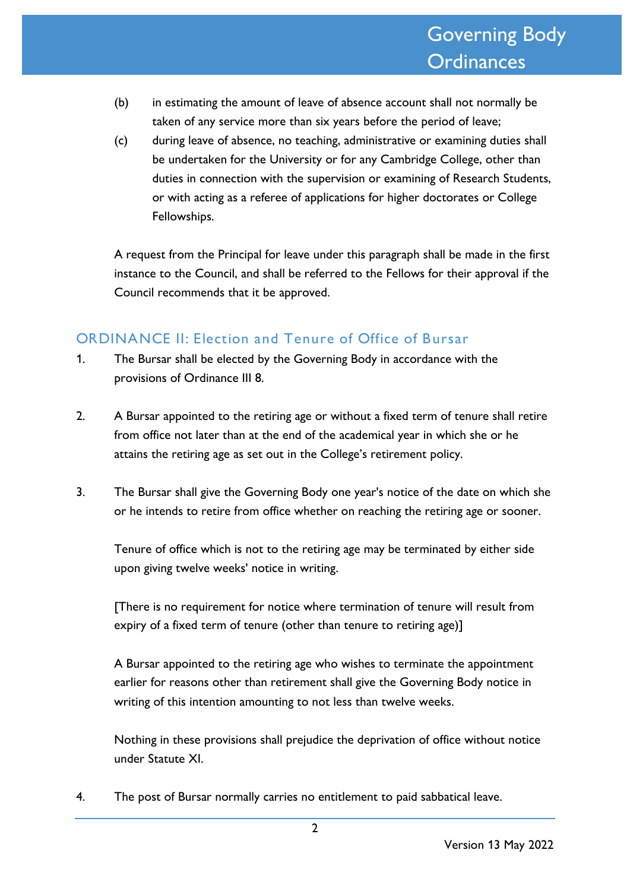(b) in estimating the amount of leave of absence account shall not normally be taken of any service more than six years before the period of leave;

(c) during leave of absence, no teaching, administrative or examining duties shall be undertaken for the University or for any Cambridge College, other than duties in connection with the supervision or examining of Research Students, or with acting as a referee of applications for higher doctorates or College Fellowships.

A request from the Principal for leave under this paragraph shall be made in the first instance to the Council, and shall be referred to the Fellows for their approval if the Council recommends that it be approved.

## ORDINANCE II: Election and Tenure of Office of Bursar

1. The Bursar shall be elected by the Governing Body in accordance with the provisions of Ordinance III 8.

2. A Bursar appointed to the retiring age or without a fixed term of tenure shall retire from office not later than at the end of the academical year in which she or he attains the retiring age as set out in the College's retirement policy.

3. The Bursar shall give the Governing Body one year's notice of the date on which she or he intends to retire from office whether on reaching the retiring age or sooner.

   Tenure of office which is not to the retiring age may be terminated by either side upon giving twelve weeks' notice in writing.

   [There is no requirement for notice where termination of tenure will result from expiry of a fixed term of tenure (other than tenure to retiring age)]

   A Bursar appointed to the retiring age who wishes to terminate the appointment earlier for reasons other than retirement shall give the Governing Body notice in writing of this intention amounting to not less than twelve weeks.

   Nothing in these provisions shall prejudice the deprivation of office without notice under Statute XI.

4. The post of Bursar normally carries no entitlement to paid sabbatical leave.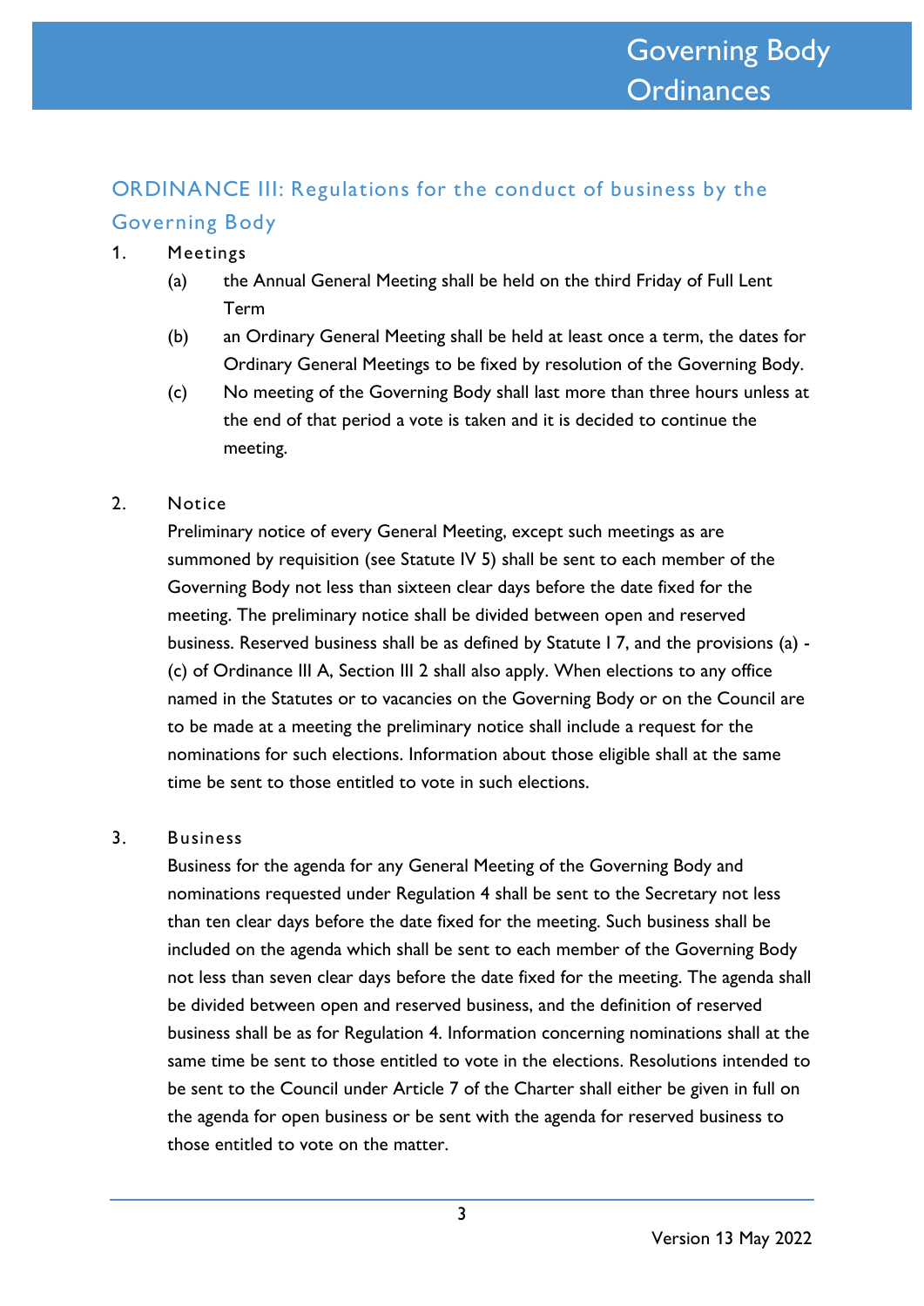## ORDINANCE III: Regulations for the conduct of business by the Governing Body

1. Meetings
   (a) the Annual General Meeting shall be held on the third Friday of Full Lent Term
   (b) an Ordinary General Meeting shall be held at least once a term, the dates for Ordinary General Meetings to be fixed by resolution of the Governing Body.
   (c) No meeting of the Governing Body shall last more than three hours unless at the end of that period a vote is taken and it is decided to continue the meeting.

2. Notice

   Preliminary notice of every General Meeting, except such meetings as are summoned by requisition (see Statute IV 5) shall be sent to each member of the Governing Body not less than sixteen clear days before the date fixed for the meeting. The preliminary notice shall be divided between open and reserved business. Reserved business shall be as defined by Statute I 7, and the provisions (a) - (c) of Ordinance III A, Section III 2 shall also apply. When elections to any office named in the Statutes or to vacancies on the Governing Body or on the Council are to be made at a meeting the preliminary notice shall include a request for the nominations for such elections. Information about those eligible shall at the same time be sent to those entitled to vote in such elections.

3. Business

   Business for the agenda for any General Meeting of the Governing Body and nominations requested under Regulation 4 shall be sent to the Secretary not less than ten clear days before the date fixed for the meeting. Such business shall be included on the agenda which shall be sent to each member of the Governing Body not less than seven clear days before the date fixed for the meeting. The agenda shall be divided between open and reserved business, and the definition of reserved business shall be as for Regulation 4. Information concerning nominations shall at the same time be sent to those entitled to vote in the elections. Resolutions intended to be sent to the Council under Article 7 of the Charter shall either be given in full on the agenda for open business or be sent with the agenda for reserved business to those entitled to vote on the matter.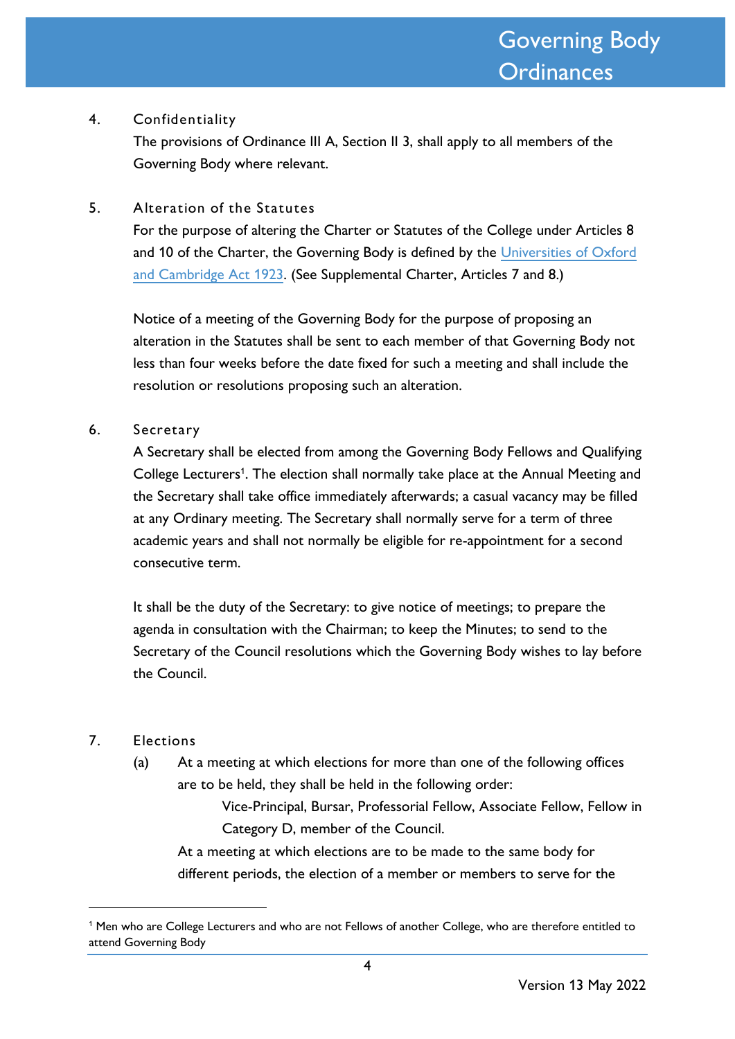## 4. Confidentiality

The provisions of Ordinance III A, Section II 3, shall apply to all members of the Governing Body where relevant.

## 5. Alteration of the Statutes

For the purpose of altering the Charter or Statutes of the College under Articles 8 and 10 of the Charter, the Governing Body is defined by the Universities of Oxford and Cambridge Act 1923. (See Supplemental Charter, Articles 7 and 8.)

Notice of a meeting of the Governing Body for the purpose of proposing an alteration in the Statutes shall be sent to each member of that Governing Body not less than four weeks before the date fixed for such a meeting and shall include the resolution or resolutions proposing such an alteration.

## 6. Secretary

A Secretary shall be elected from among the Governing Body Fellows and Qualifying College Lecturers[1]. The election shall normally take place at the Annual Meeting and the Secretary shall take office immediately afterwards; a casual vacancy may be filled at any Ordinary meeting. The Secretary shall normally serve for a term of three academic years and shall not normally be eligible for re-appointment for a second consecutive term.

It shall be the duty of the Secretary: to give notice of meetings; to prepare the agenda in consultation with the Chairman; to keep the Minutes; to send to the Secretary of the Council resolutions which the Governing Body wishes to lay before the Council.

## 7. Elections

(a) At a meeting at which elections for more than one of the following offices are to be held, they shall be held in the following order:

Vice-Principal, Bursar, Professorial Fellow, Associate Fellow, Fellow in Category D, member of the Council.

At a meeting at which elections are to be made to the same body for different periods, the election of a member or members to serve for the

---

[1] Men who are College Lecturers and who are not Fellows of another College, who are therefore entitled to attend Governing Body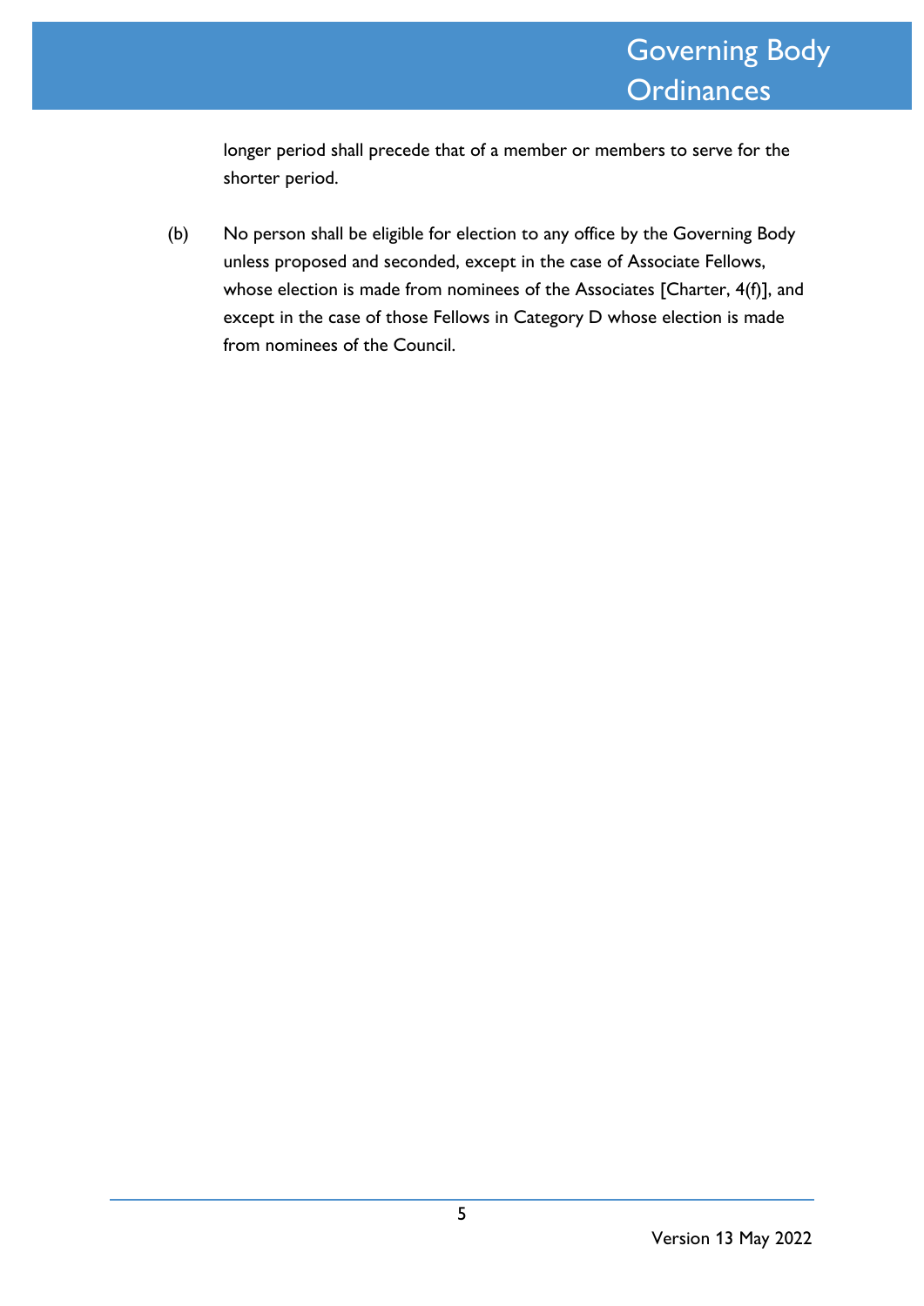longer period shall precede that of a member or members to serve for the shorter period.

(b) No person shall be eligible for election to any office by the Governing Body unless proposed and seconded, except in the case of Associate Fellows, whose election is made from nominees of the Associates [Charter, 4(f)], and except in the case of those Fellows in Category D whose election is made from nominees of the Council.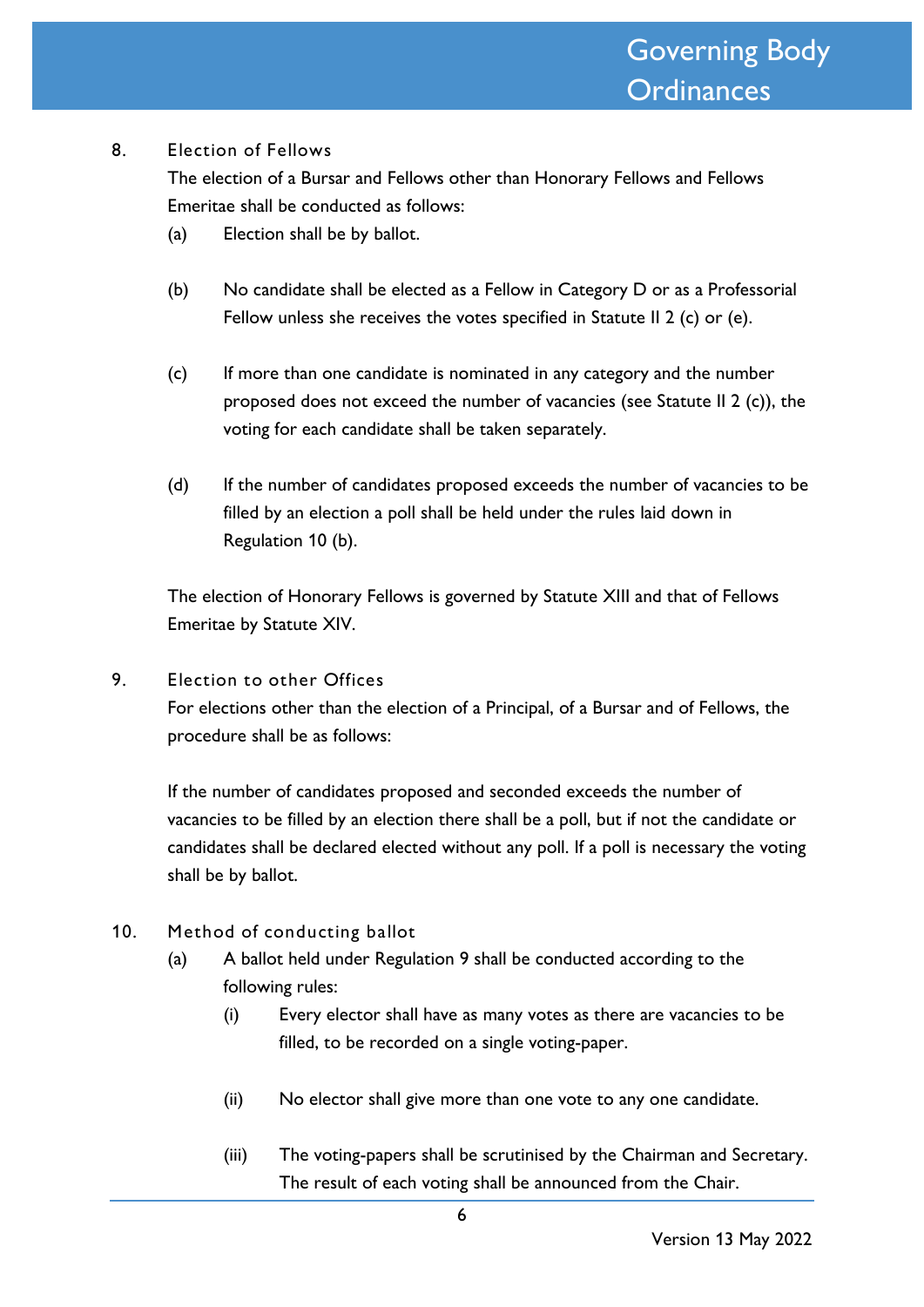8. Election of Fellows

The election of a Bursar and Fellows other than Honorary Fellows and Fellows Emeritae shall be conducted as follows:

(a) Election shall be by ballot.

(b) No candidate shall be elected as a Fellow in Category D or as a Professorial Fellow unless she receives the votes specified in Statute II 2 (c) or (e).

(c) If more than one candidate is nominated in any category and the number proposed does not exceed the number of vacancies (see Statute II 2 (c)), the voting for each candidate shall be taken separately.

(d) If the number of candidates proposed exceeds the number of vacancies to be filled by an election a poll shall be held under the rules laid down in Regulation 10 (b).

The election of Honorary Fellows is governed by Statute XIII and that of Fellows Emeritae by Statute XIV.

9. Election to other Offices

For elections other than the election of a Principal, of a Bursar and of Fellows, the procedure shall be as follows:

If the number of candidates proposed and seconded exceeds the number of vacancies to be filled by an election there shall be a poll, but if not the candidate or candidates shall be declared elected without any poll. If a poll is necessary the voting shall be by ballot.

10. Method of conducting ballot

(a) A ballot held under Regulation 9 shall be conducted according to the following rules:

(i) Every elector shall have as many votes as there are vacancies to be filled, to be recorded on a single voting-paper.

(ii) No elector shall give more than one vote to any one candidate.

(iii) The voting-papers shall be scrutinised by the Chairman and Secretary. The result of each voting shall be announced from the Chair.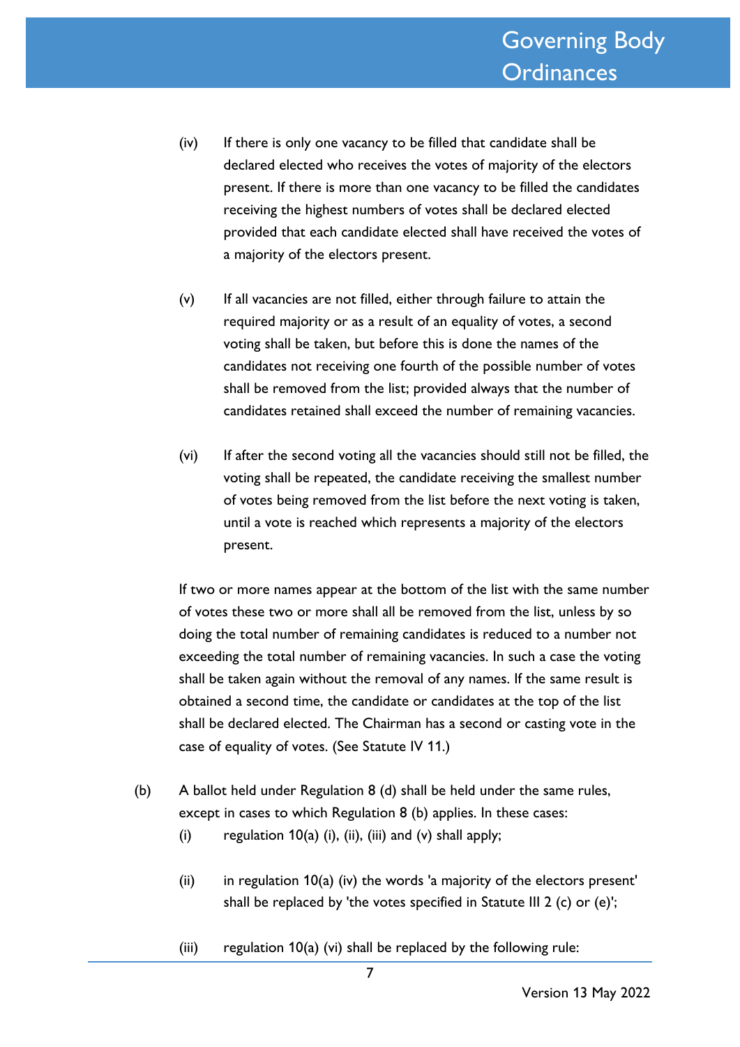(iv) If there is only one vacancy to be filled that candidate shall be declared elected who receives the votes of majority of the electors present. If there is more than one vacancy to be filled the candidates receiving the highest numbers of votes shall be declared elected provided that each candidate elected shall have received the votes of a majority of the electors present.

(v) If all vacancies are not filled, either through failure to attain the required majority or as a result of an equality of votes, a second voting shall be taken, but before this is done the names of the candidates not receiving one fourth of the possible number of votes shall be removed from the list; provided always that the number of candidates retained shall exceed the number of remaining vacancies.

(vi) If after the second voting all the vacancies should still not be filled, the voting shall be repeated, the candidate receiving the smallest number of votes being removed from the list before the next voting is taken, until a vote is reached which represents a majority of the electors present.

If two or more names appear at the bottom of the list with the same number of votes these two or more shall all be removed from the list, unless by so doing the total number of remaining candidates is reduced to a number not exceeding the total number of remaining vacancies. In such a case the voting shall be taken again without the removal of any names. If the same result is obtained a second time, the candidate or candidates at the top of the list shall be declared elected. The Chairman has a second or casting vote in the case of equality of votes. (See Statute IV 11.)

(b) A ballot held under Regulation 8 (d) shall be held under the same rules, except in cases to which Regulation 8 (b) applies. In these cases:

(i) regulation 10(a) (i), (ii), (iii) and (v) shall apply;

(ii) in regulation 10(a) (iv) the words 'a majority of the electors present' shall be replaced by 'the votes specified in Statute III 2 (c) or (e)';

(iii) regulation 10(a) (vi) shall be replaced by the following rule: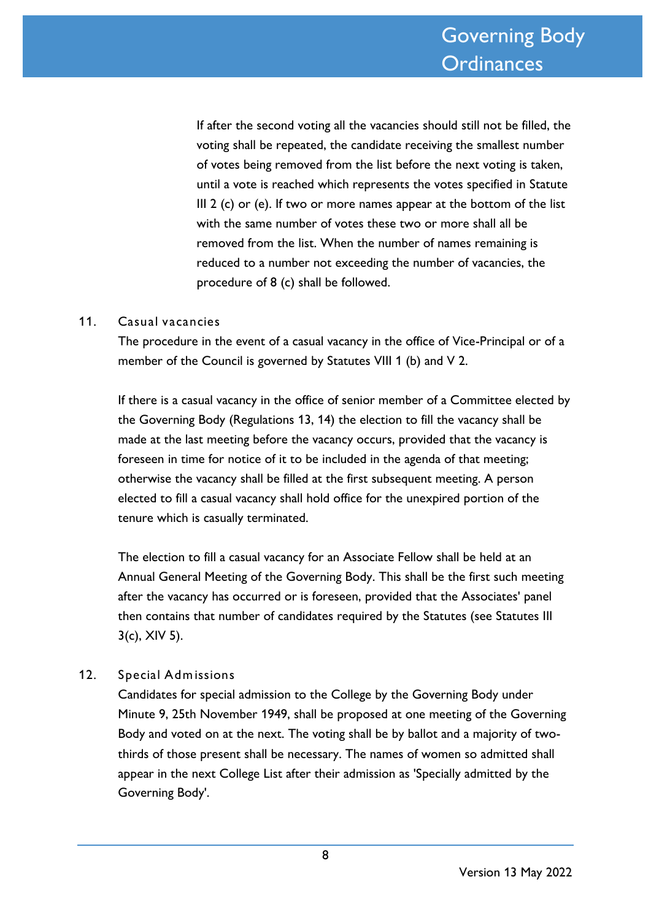If after the second voting all the vacancies should still not be filled, the voting shall be repeated, the candidate receiving the smallest number of votes being removed from the list before the next voting is taken, until a vote is reached which represents the votes specified in Statute III 2 (c) or (e). If two or more names appear at the bottom of the list with the same number of votes these two or more shall all be removed from the list. When the number of names remaining is reduced to a number not exceeding the number of vacancies, the procedure of 8 (c) shall be followed.

## 11. Casual vacancies

The procedure in the event of a casual vacancy in the office of Vice-Principal or of a member of the Council is governed by Statutes VIII 1 (b) and V 2.

If there is a casual vacancy in the office of senior member of a Committee elected by the Governing Body (Regulations 13, 14) the election to fill the vacancy shall be made at the last meeting before the vacancy occurs, provided that the vacancy is foreseen in time for notice of it to be included in the agenda of that meeting; otherwise the vacancy shall be filled at the first subsequent meeting. A person elected to fill a casual vacancy shall hold office for the unexpired portion of the tenure which is casually terminated.

The election to fill a casual vacancy for an Associate Fellow shall be held at an Annual General Meeting of the Governing Body. This shall be the first such meeting after the vacancy has occurred or is foreseen, provided that the Associates' panel then contains that number of candidates required by the Statutes (see Statutes III 3(c), XIV 5).

## 12. Special Admissions

Candidates for special admission to the College by the Governing Body under Minute 9, 25th November 1949, shall be proposed at one meeting of the Governing Body and voted on at the next. The voting shall be by ballot and a majority of two-thirds of those present shall be necessary. The names of women so admitted shall appear in the next College List after their admission as 'Specially admitted by the Governing Body'.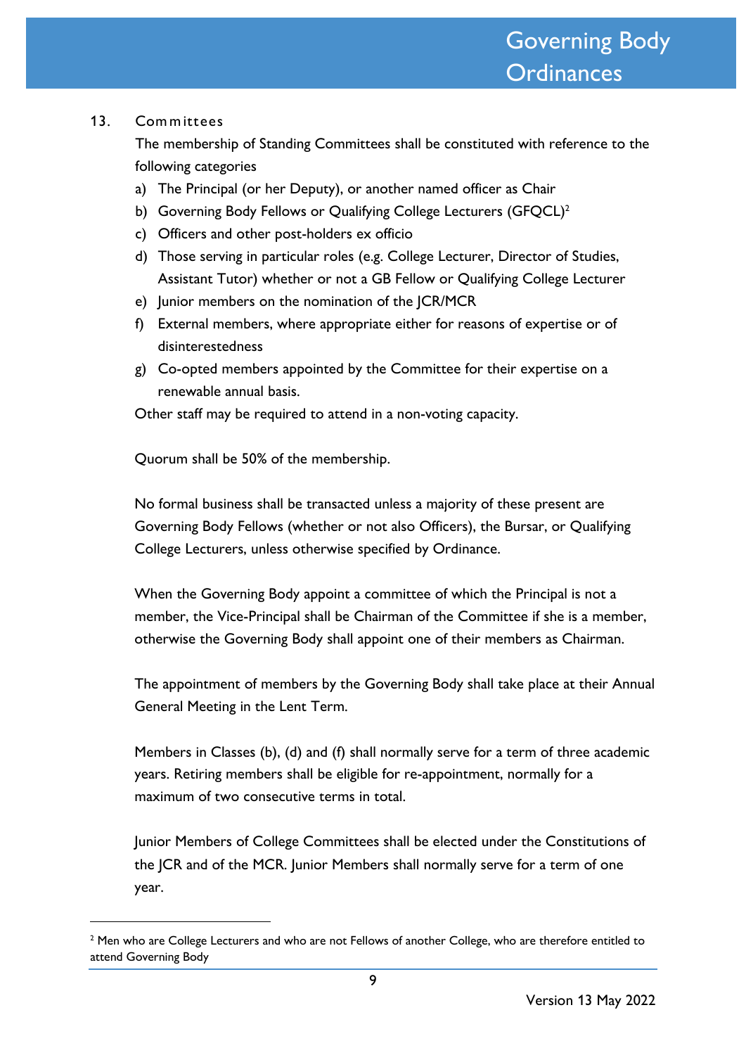## 13. Committees

The membership of Standing Committees shall be constituted with reference to the following categories

a) The Principal (or her Deputy), or another named officer as Chair
b) Governing Body Fellows or Qualifying College Lecturers (GFQCL)[2]
c) Officers and other post-holders ex officio
d) Those serving in particular roles (e.g. College Lecturer, Director of Studies, Assistant Tutor) whether or not a GB Fellow or Qualifying College Lecturer
e) Junior members on the nomination of the JCR/MCR
f) External members, where appropriate either for reasons of expertise or of disinterestedness
g) Co-opted members appointed by the Committee for their expertise on a renewable annual basis.

Other staff may be required to attend in a non-voting capacity.

Quorum shall be 50% of the membership.

No formal business shall be transacted unless a majority of these present are Governing Body Fellows (whether or not also Officers), the Bursar, or Qualifying College Lecturers, unless otherwise specified by Ordinance.

When the Governing Body appoint a committee of which the Principal is not a member, the Vice-Principal shall be Chairman of the Committee if she is a member, otherwise the Governing Body shall appoint one of their members as Chairman.

The appointment of members by the Governing Body shall take place at their Annual General Meeting in the Lent Term.

Members in Classes (b), (d) and (f) shall normally serve for a term of three academic years. Retiring members shall be eligible for re-appointment, normally for a maximum of two consecutive terms in total.

Junior Members of College Committees shall be elected under the Constitutions of the JCR and of the MCR. Junior Members shall normally serve for a term of one year.

---

[2] Men who are College Lecturers and who are not Fellows of another College, who are therefore entitled to attend Governing Body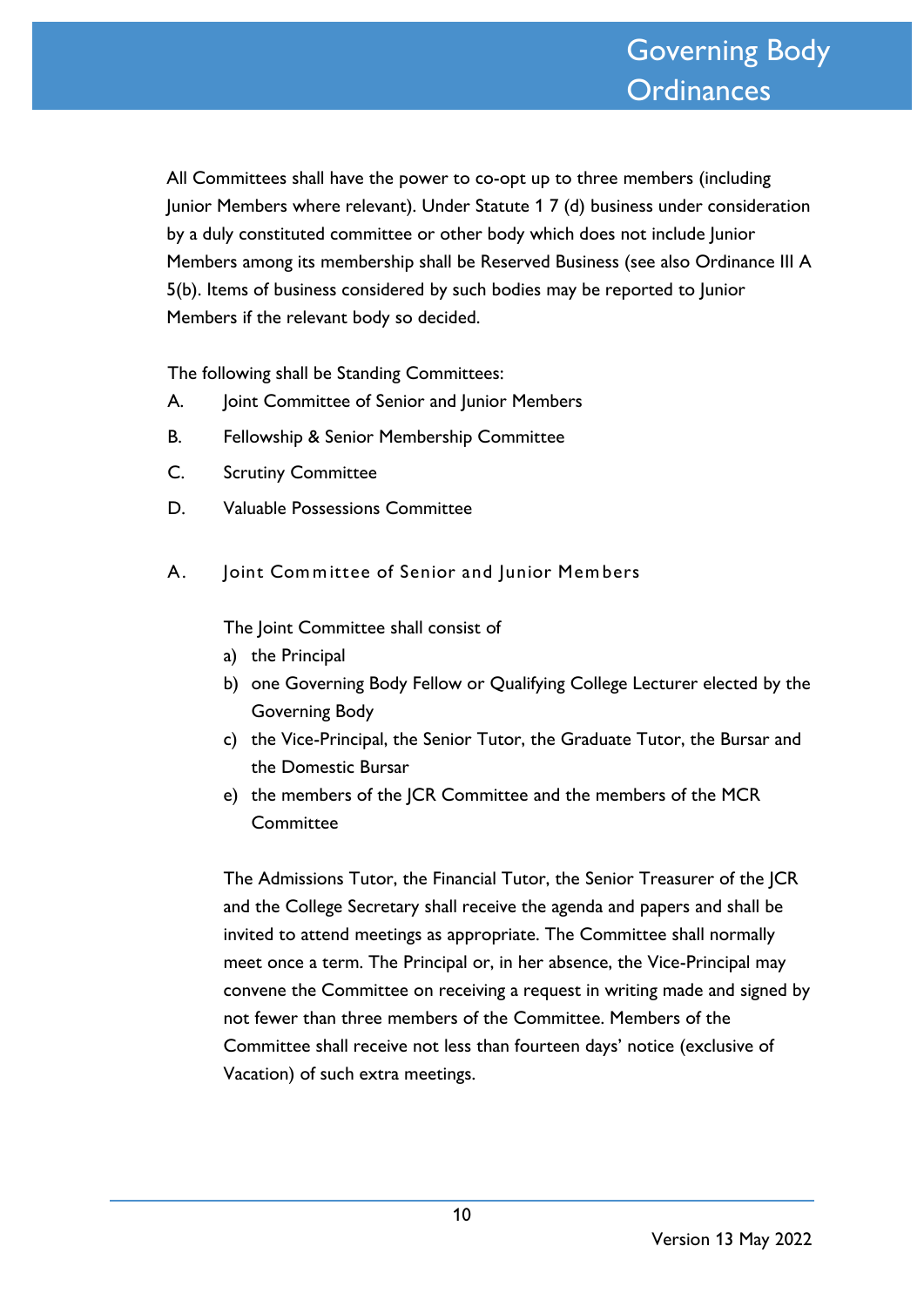All Committees shall have the power to co-opt up to three members (including Junior Members where relevant). Under Statute 1 7 (d) business under consideration by a duly constituted committee or other body which does not include Junior Members among its membership shall be Reserved Business (see also Ordinance III A 5(b). Items of business considered by such bodies may be reported to Junior Members if the relevant body so decided.

The following shall be Standing Committees:

A. Joint Committee of Senior and Junior Members

B. Fellowship & Senior Membership Committee

C. Scrutiny Committee

D. Valuable Possessions Committee

## A. Joint Committee of Senior and Junior Members

The Joint Committee shall consist of

a) the Principal
b) one Governing Body Fellow or Qualifying College Lecturer elected by the Governing Body
c) the Vice-Principal, the Senior Tutor, the Graduate Tutor, the Bursar and the Domestic Bursar
e) the members of the JCR Committee and the members of the MCR Committee

The Admissions Tutor, the Financial Tutor, the Senior Treasurer of the JCR and the College Secretary shall receive the agenda and papers and shall be invited to attend meetings as appropriate. The Committee shall normally meet once a term. The Principal or, in her absence, the Vice-Principal may convene the Committee on receiving a request in writing made and signed by not fewer than three members of the Committee. Members of the Committee shall receive not less than fourteen days' notice (exclusive of Vacation) of such extra meetings.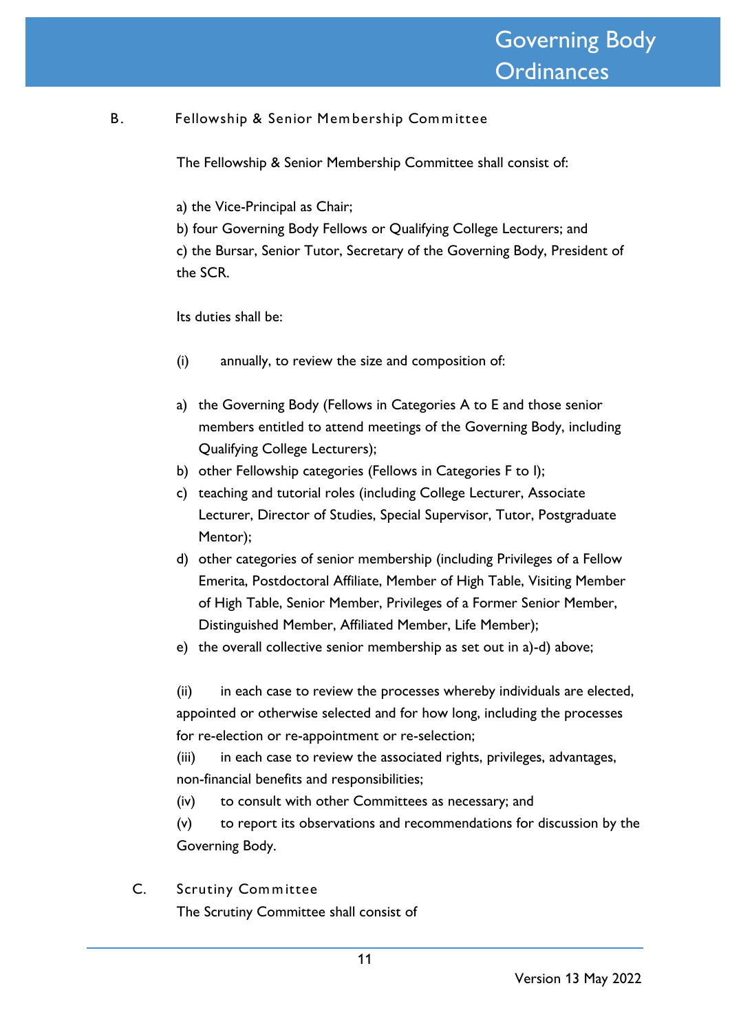### B. Fellowship & Senior Membership Committee

The Fellowship & Senior Membership Committee shall consist of:

a) the Vice-Principal as Chair;
b) four Governing Body Fellows or Qualifying College Lecturers; and
c) the Bursar, Senior Tutor, Secretary of the Governing Body, President of the SCR.

Its duties shall be:

(i) annually, to review the size and composition of:

a) the Governing Body (Fellows in Categories A to E and those senior members entitled to attend meetings of the Governing Body, including Qualifying College Lecturers);
b) other Fellowship categories (Fellows in Categories F to I);
c) teaching and tutorial roles (including College Lecturer, Associate Lecturer, Director of Studies, Special Supervisor, Tutor, Postgraduate Mentor);
d) other categories of senior membership (including Privileges of a Fellow Emerita, Postdoctoral Affiliate, Member of High Table, Visiting Member of High Table, Senior Member, Privileges of a Former Senior Member, Distinguished Member, Affiliated Member, Life Member);
e) the overall collective senior membership as set out in a)-d) above;

(ii) in each case to review the processes whereby individuals are elected, appointed or otherwise selected and for how long, including the processes for re-election or re-appointment or re-selection;
(iii) in each case to review the associated rights, privileges, advantages, non-financial benefits and responsibilities;
(iv) to consult with other Committees as necessary; and
(v) to report its observations and recommendations for discussion by the Governing Body.

### C. Scrutiny Committee

The Scrutiny Committee shall consist of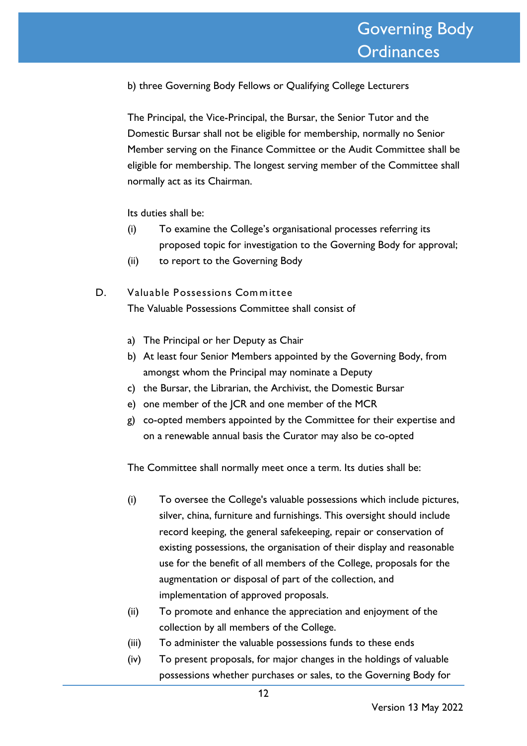b) three Governing Body Fellows or Qualifying College Lecturers

The Principal, the Vice-Principal, the Bursar, the Senior Tutor and the Domestic Bursar shall not be eligible for membership, normally no Senior Member serving on the Finance Committee or the Audit Committee shall be eligible for membership. The longest serving member of the Committee shall normally act as its Chairman.

Its duties shall be:

(i) To examine the College's organisational processes referring its proposed topic for investigation to the Governing Body for approval;

(ii) to report to the Governing Body

## D. Valuable Possessions Committee

The Valuable Possessions Committee shall consist of

a) The Principal or her Deputy as Chair
b) At least four Senior Members appointed by the Governing Body, from amongst whom the Principal may nominate a Deputy
c) the Bursar, the Librarian, the Archivist, the Domestic Bursar
e) one member of the JCR and one member of the MCR
g) co-opted members appointed by the Committee for their expertise and on a renewable annual basis the Curator may also be co-opted

The Committee shall normally meet once a term. Its duties shall be:

(i) To oversee the College's valuable possessions which include pictures, silver, china, furniture and furnishings. This oversight should include record keeping, the general safekeeping, repair or conservation of existing possessions, the organisation of their display and reasonable use for the benefit of all members of the College, proposals for the augmentation or disposal of part of the collection, and implementation of approved proposals.

(ii) To promote and enhance the appreciation and enjoyment of the collection by all members of the College.

(iii) To administer the valuable possessions funds to these ends

(iv) To present proposals, for major changes in the holdings of valuable possessions whether purchases or sales, to the Governing Body for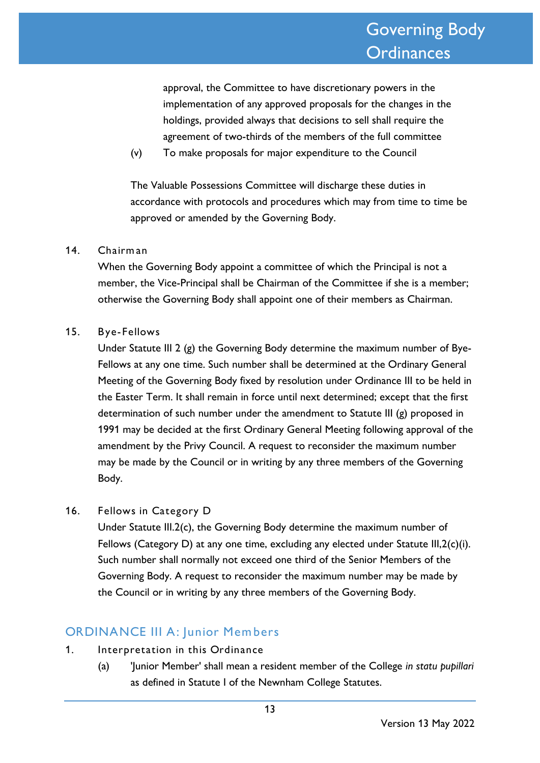approval, the Committee to have discretionary powers in the implementation of any approved proposals for the changes in the holdings, provided always that decisions to sell shall require the agreement of two-thirds of the members of the full committee

(v) To make proposals for major expenditure to the Council

The Valuable Possessions Committee will discharge these duties in accordance with protocols and procedures which may from time to time be approved or amended by the Governing Body.

14. Chairman

When the Governing Body appoint a committee of which the Principal is not a member, the Vice-Principal shall be Chairman of the Committee if she is a member; otherwise the Governing Body shall appoint one of their members as Chairman.

15. Bye-Fellows

Under Statute III 2 (g) the Governing Body determine the maximum number of Bye-Fellows at any one time. Such number shall be determined at the Ordinary General Meeting of the Governing Body fixed by resolution under Ordinance III to be held in the Easter Term. It shall remain in force until next determined; except that the first determination of such number under the amendment to Statute III (g) proposed in 1991 may be decided at the first Ordinary General Meeting following approval of the amendment by the Privy Council. A request to reconsider the maximum number may be made by the Council or in writing by any three members of the Governing Body.

16. Fellows in Category D

Under Statute III.2(c), the Governing Body determine the maximum number of Fellows (Category D) at any one time, excluding any elected under Statute III,2(c)(i). Such number shall normally not exceed one third of the Senior Members of the Governing Body. A request to reconsider the maximum number may be made by the Council or in writing by any three members of the Governing Body.

## ORDINANCE III A: Junior Members

1. Interpretation in this Ordinance

(a) 'Junior Member' shall mean a resident member of the College *in statu pupillari* as defined in Statute I of the Newnham College Statutes.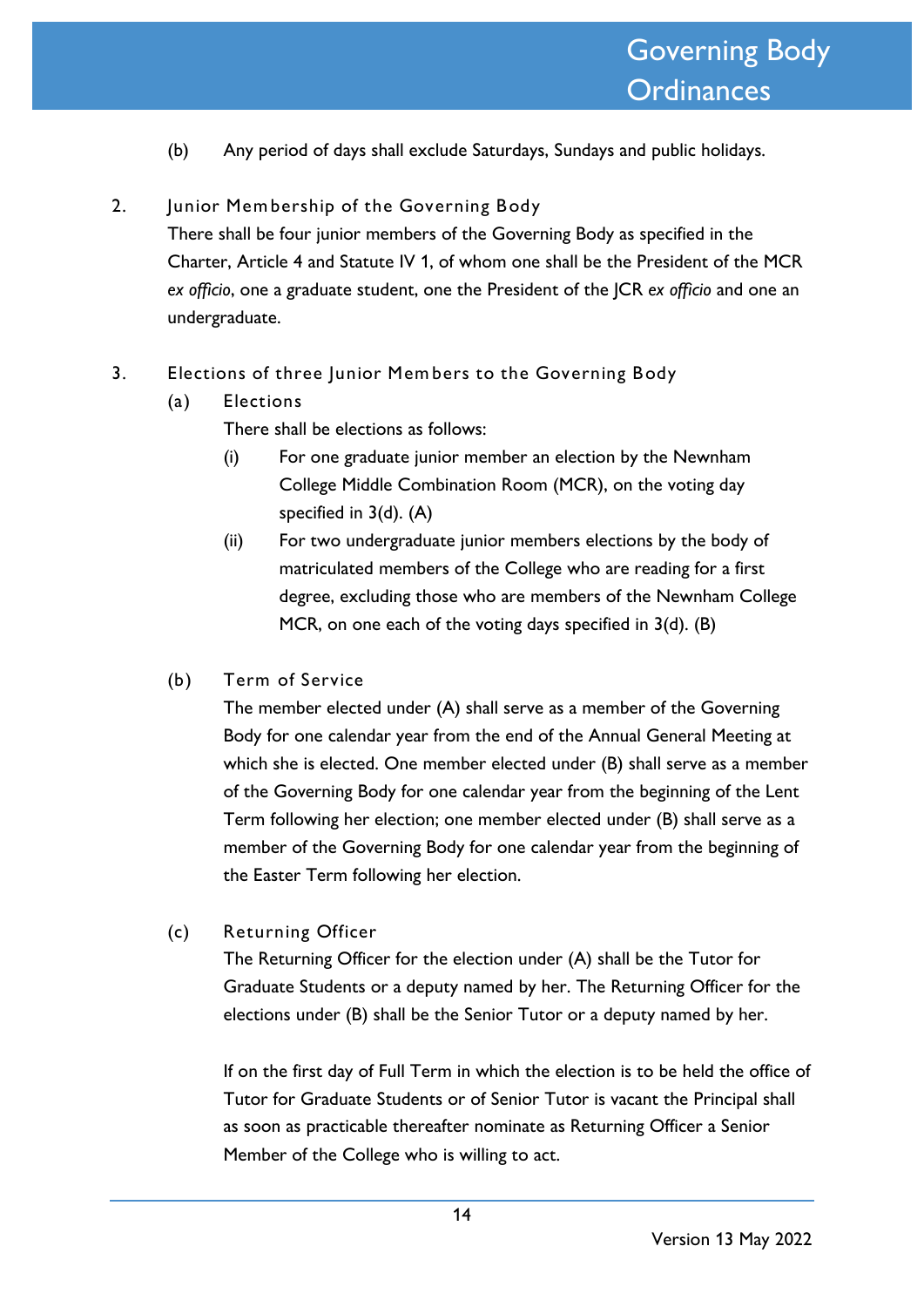(b) Any period of days shall exclude Saturdays, Sundays and public holidays.

## 2. Junior Membership of the Governing Body

There shall be four junior members of the Governing Body as specified in the Charter, Article 4 and Statute IV 1, of whom one shall be the President of the MCR *ex officio*, one a graduate student, one the President of the JCR *ex officio* and one an undergraduate.

## 3. Elections of three Junior Members to the Governing Body

### (a) Elections

There shall be elections as follows:

(i) For one graduate junior member an election by the Newnham College Middle Combination Room (MCR), on the voting day specified in 3(d). (A)

(ii) For two undergraduate junior members elections by the body of matriculated members of the College who are reading for a first degree, excluding those who are members of the Newnham College MCR, on one each of the voting days specified in 3(d). (B)

### (b) Term of Service

The member elected under (A) shall serve as a member of the Governing Body for one calendar year from the end of the Annual General Meeting at which she is elected. One member elected under (B) shall serve as a member of the Governing Body for one calendar year from the beginning of the Lent Term following her election; one member elected under (B) shall serve as a member of the Governing Body for one calendar year from the beginning of the Easter Term following her election.

### (c) Returning Officer

The Returning Officer for the election under (A) shall be the Tutor for Graduate Students or a deputy named by her. The Returning Officer for the elections under (B) shall be the Senior Tutor or a deputy named by her.

If on the first day of Full Term in which the election is to be held the office of Tutor for Graduate Students or of Senior Tutor is vacant the Principal shall as soon as practicable thereafter nominate as Returning Officer a Senior Member of the College who is willing to act.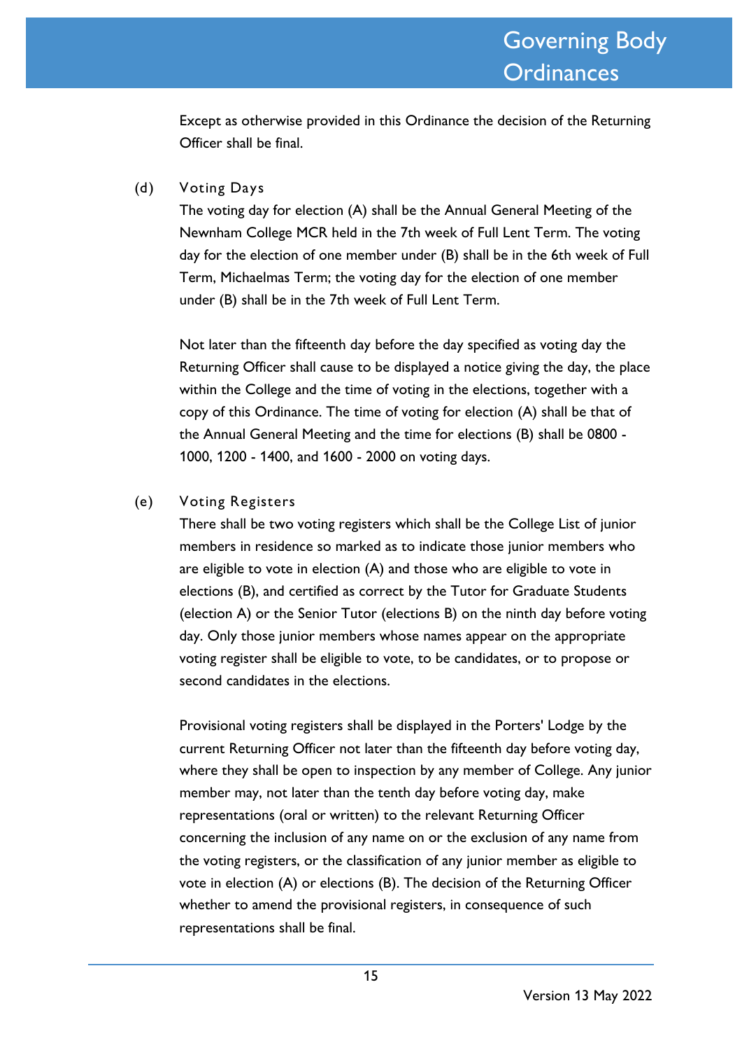Except as otherwise provided in this Ordinance the decision of the Returning Officer shall be final.

(d) Voting Days

The voting day for election (A) shall be the Annual General Meeting of the Newnham College MCR held in the 7th week of Full Lent Term. The voting day for the election of one member under (B) shall be in the 6th week of Full Term, Michaelmas Term; the voting day for the election of one member under (B) shall be in the 7th week of Full Lent Term.

Not later than the fifteenth day before the day specified as voting day the Returning Officer shall cause to be displayed a notice giving the day, the place within the College and the time of voting in the elections, together with a copy of this Ordinance. The time of voting for election (A) shall be that of the Annual General Meeting and the time for elections (B) shall be 0800 - 1000, 1200 - 1400, and 1600 - 2000 on voting days.

(e) Voting Registers

There shall be two voting registers which shall be the College List of junior members in residence so marked as to indicate those junior members who are eligible to vote in election (A) and those who are eligible to vote in elections (B), and certified as correct by the Tutor for Graduate Students (election A) or the Senior Tutor (elections B) on the ninth day before voting day. Only those junior members whose names appear on the appropriate voting register shall be eligible to vote, to be candidates, or to propose or second candidates in the elections.

Provisional voting registers shall be displayed in the Porters' Lodge by the current Returning Officer not later than the fifteenth day before voting day, where they shall be open to inspection by any member of College. Any junior member may, not later than the tenth day before voting day, make representations (oral or written) to the relevant Returning Officer concerning the inclusion of any name on or the exclusion of any name from the voting registers, or the classification of any junior member as eligible to vote in election (A) or elections (B). The decision of the Returning Officer whether to amend the provisional registers, in consequence of such representations shall be final.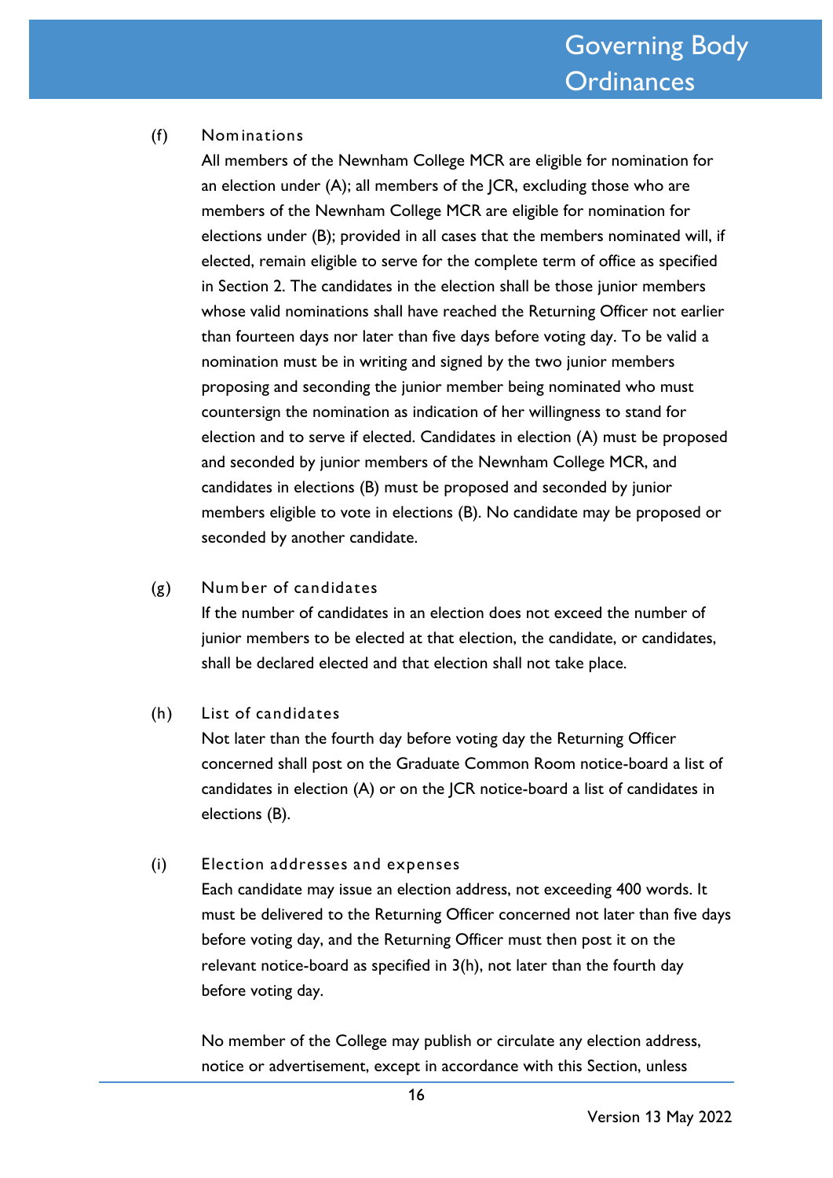(f) Nominations

All members of the Newnham College MCR are eligible for nomination for an election under (A); all members of the JCR, excluding those who are members of the Newnham College MCR are eligible for nomination for elections under (B); provided in all cases that the members nominated will, if elected, remain eligible to serve for the complete term of office as specified in Section 2. The candidates in the election shall be those junior members whose valid nominations shall have reached the Returning Officer not earlier than fourteen days nor later than five days before voting day. To be valid a nomination must be in writing and signed by the two junior members proposing and seconding the junior member being nominated who must countersign the nomination as indication of her willingness to stand for election and to serve if elected. Candidates in election (A) must be proposed and seconded by junior members of the Newnham College MCR, and candidates in elections (B) must be proposed and seconded by junior members eligible to vote in elections (B). No candidate may be proposed or seconded by another candidate.

(g) Number of candidates

If the number of candidates in an election does not exceed the number of junior members to be elected at that election, the candidate, or candidates, shall be declared elected and that election shall not take place.

(h) List of candidates

Not later than the fourth day before voting day the Returning Officer concerned shall post on the Graduate Common Room notice-board a list of candidates in election (A) or on the JCR notice-board a list of candidates in elections (B).

(i) Election addresses and expenses

Each candidate may issue an election address, not exceeding 400 words. It must be delivered to the Returning Officer concerned not later than five days before voting day, and the Returning Officer must then post it on the relevant notice-board as specified in 3(h), not later than the fourth day before voting day.

No member of the College may publish or circulate any election address, notice or advertisement, except in accordance with this Section, unless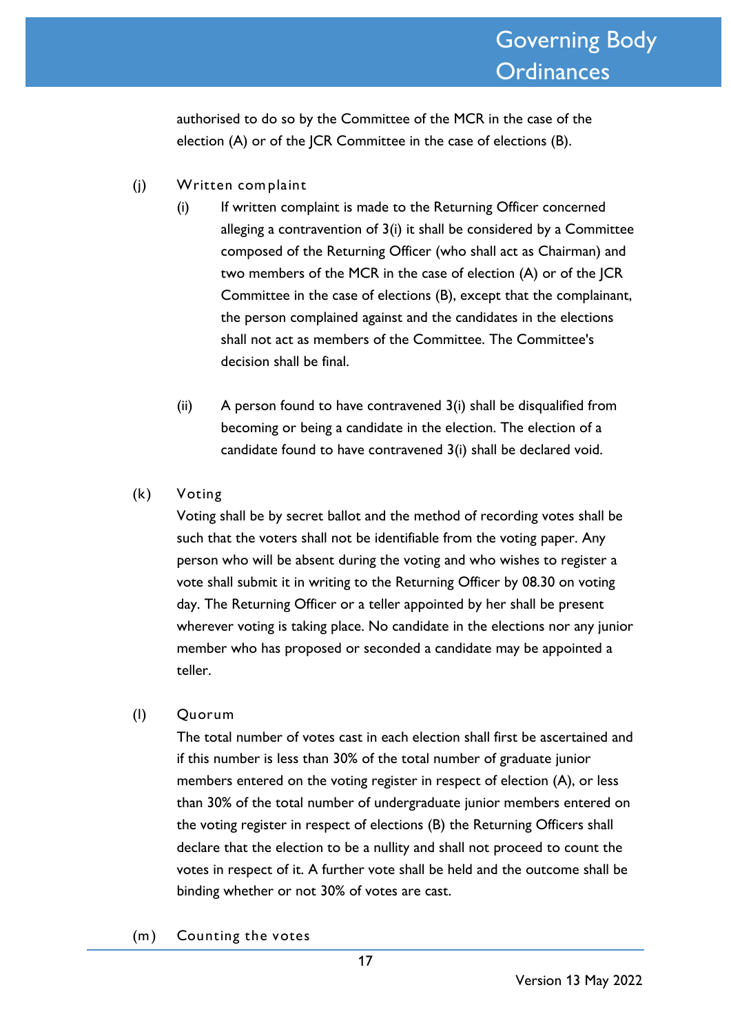authorised to do so by the Committee of the MCR in the case of the election (A) or of the JCR Committee in the case of elections (B).

(j) Written complaint

(i) If written complaint is made to the Returning Officer concerned alleging a contravention of 3(i) it shall be considered by a Committee composed of the Returning Officer (who shall act as Chairman) and two members of the MCR in the case of election (A) or of the JCR Committee in the case of elections (B), except that the complainant, the person complained against and the candidates in the elections shall not act as members of the Committee. The Committee's decision shall be final.

(ii) A person found to have contravened 3(i) shall be disqualified from becoming or being a candidate in the election. The election of a candidate found to have contravened 3(i) shall be declared void.

(k) Voting

Voting shall be by secret ballot and the method of recording votes shall be such that the voters shall not be identifiable from the voting paper. Any person who will be absent during the voting and who wishes to register a vote shall submit it in writing to the Returning Officer by 08.30 on voting day. The Returning Officer or a teller appointed by her shall be present wherever voting is taking place. No candidate in the elections nor any junior member who has proposed or seconded a candidate may be appointed a teller.

(l) Quorum

The total number of votes cast in each election shall first be ascertained and if this number is less than 30% of the total number of graduate junior members entered on the voting register in respect of election (A), or less than 30% of the total number of undergraduate junior members entered on the voting register in respect of elections (B) the Returning Officers shall declare that the election to be a nullity and shall not proceed to count the votes in respect of it. A further vote shall be held and the outcome shall be binding whether or not 30% of votes are cast.

(m) Counting the votes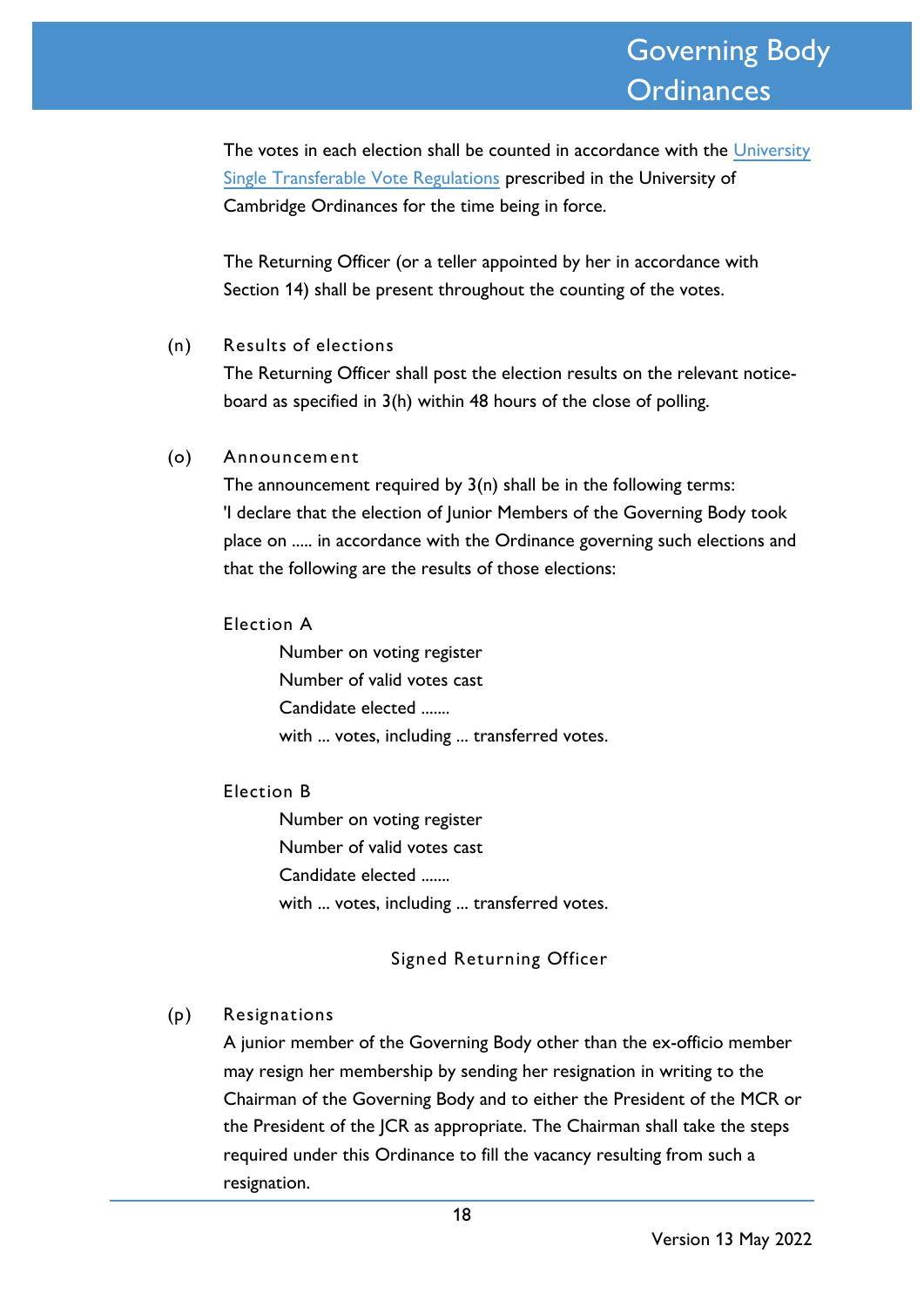The votes in each election shall be counted in accordance with the [University Single Transferable Vote Regulations] prescribed in the University of Cambridge Ordinances for the time being in force.

The Returning Officer (or a teller appointed by her in accordance with Section 14) shall be present throughout the counting of the votes.

(n) Results of elections

The Returning Officer shall post the election results on the relevant notice-board as specified in 3(h) within 48 hours of the close of polling.

(o) Announcement

The announcement required by 3(n) shall be in the following terms:
'I declare that the election of Junior Members of the Governing Body took place on ..... in accordance with the Ordinance governing such elections and that the following are the results of those elections:

Election A

Number on voting register
Number of valid votes cast
Candidate elected .......
with ... votes, including ... transferred votes.

Election B

Number on voting register
Number of valid votes cast
Candidate elected .......
with ... votes, including ... transferred votes.

Signed Returning Officer

(p) Resignations

A junior member of the Governing Body other than the ex-officio member may resign her membership by sending her resignation in writing to the Chairman of the Governing Body and to either the President of the MCR or the President of the JCR as appropriate. The Chairman shall take the steps required under this Ordinance to fill the vacancy resulting from such a resignation.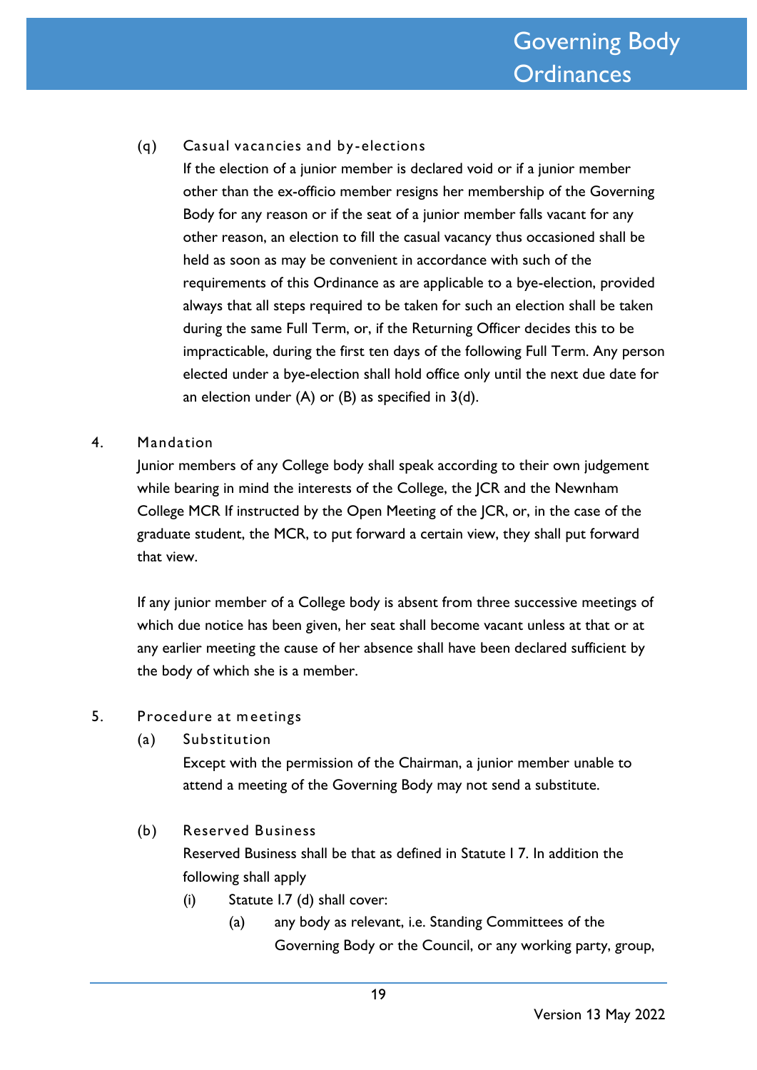(q) Casual vacancies and by-elections

If the election of a junior member is declared void or if a junior member other than the ex-officio member resigns her membership of the Governing Body for any reason or if the seat of a junior member falls vacant for any other reason, an election to fill the casual vacancy thus occasioned shall be held as soon as may be convenient in accordance with such of the requirements of this Ordinance as are applicable to a bye-election, provided always that all steps required to be taken for such an election shall be taken during the same Full Term, or, if the Returning Officer decides this to be impracticable, during the first ten days of the following Full Term. Any person elected under a bye-election shall hold office only until the next due date for an election under (A) or (B) as specified in 3(d).

## 4. Mandation

Junior members of any College body shall speak according to their own judgement while bearing in mind the interests of the College, the JCR and the Newnham College MCR If instructed by the Open Meeting of the JCR, or, in the case of the graduate student, the MCR, to put forward a certain view, they shall put forward that view.

If any junior member of a College body is absent from three successive meetings of which due notice has been given, her seat shall become vacant unless at that or at any earlier meeting the cause of her absence shall have been declared sufficient by the body of which she is a member.

## 5. Procedure at meetings

(a) Substitution

Except with the permission of the Chairman, a junior member unable to attend a meeting of the Governing Body may not send a substitute.

(b) Reserved Business

Reserved Business shall be that as defined in Statute I 7. In addition the following shall apply

(i) Statute I.7 (d) shall cover:

(a) any body as relevant, i.e. Standing Committees of the Governing Body or the Council, or any working party, group,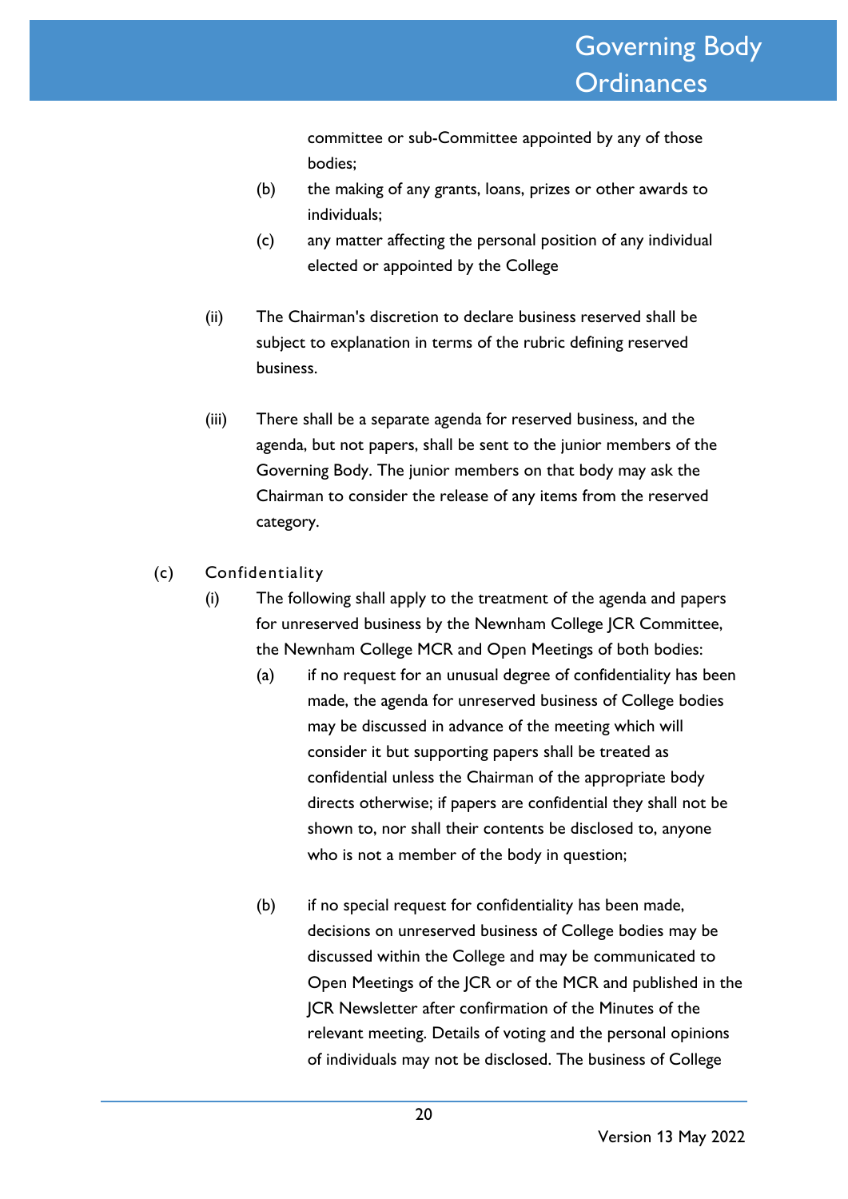committee or sub-Committee appointed by any of those bodies;

(b) the making of any grants, loans, prizes or other awards to individuals;

(c) any matter affecting the personal position of any individual elected or appointed by the College

(ii) The Chairman's discretion to declare business reserved shall be subject to explanation in terms of the rubric defining reserved business.

(iii) There shall be a separate agenda for reserved business, and the agenda, but not papers, shall be sent to the junior members of the Governing Body. The junior members on that body may ask the Chairman to consider the release of any items from the reserved category.

(c) Confidentiality

(i) The following shall apply to the treatment of the agenda and papers for unreserved business by the Newnham College JCR Committee, the Newnham College MCR and Open Meetings of both bodies:

(a) if no request for an unusual degree of confidentiality has been made, the agenda for unreserved business of College bodies may be discussed in advance of the meeting which will consider it but supporting papers shall be treated as confidential unless the Chairman of the appropriate body directs otherwise; if papers are confidential they shall not be shown to, nor shall their contents be disclosed to, anyone who is not a member of the body in question;

(b) if no special request for confidentiality has been made, decisions on unreserved business of College bodies may be discussed within the College and may be communicated to Open Meetings of the JCR or of the MCR and published in the JCR Newsletter after confirmation of the Minutes of the relevant meeting. Details of voting and the personal opinions of individuals may not be disclosed. The business of College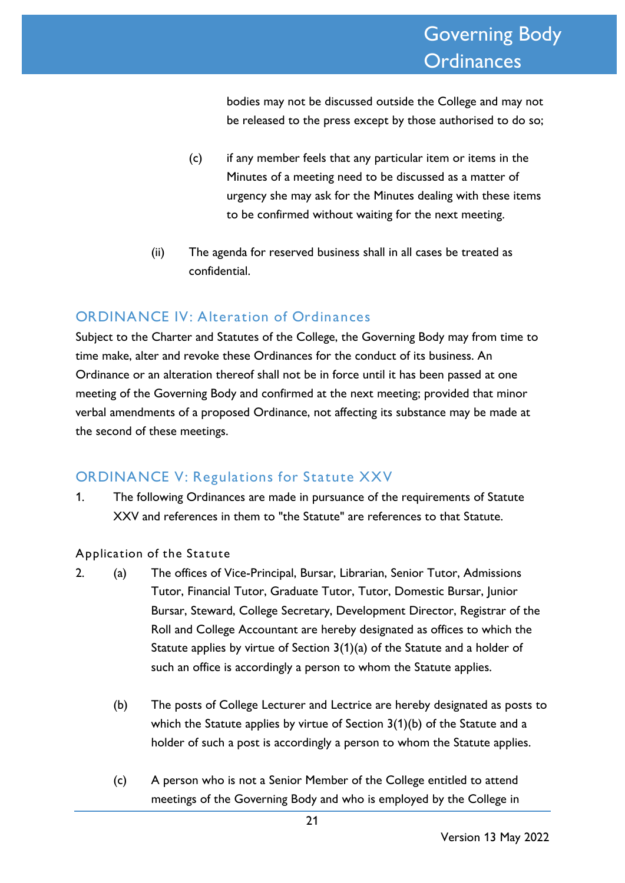bodies may not be discussed outside the College and may not be released to the press except by those authorised to do so;

(c) if any member feels that any particular item or items in the Minutes of a meeting need to be discussed as a matter of urgency she may ask for the Minutes dealing with these items to be confirmed without waiting for the next meeting.

(ii) The agenda for reserved business shall in all cases be treated as confidential.

## ORDINANCE IV: Alteration of Ordinances

Subject to the Charter and Statutes of the College, the Governing Body may from time to time make, alter and revoke these Ordinances for the conduct of its business. An Ordinance or an alteration thereof shall not be in force until it has been passed at one meeting of the Governing Body and confirmed at the next meeting; provided that minor verbal amendments of a proposed Ordinance, not affecting its substance may be made at the second of these meetings.

## ORDINANCE V: Regulations for Statute XXV

1. The following Ordinances are made in pursuance of the requirements of Statute XXV and references in them to "the Statute" are references to that Statute.

### Application of the Statute

2. (a) The offices of Vice-Principal, Bursar, Librarian, Senior Tutor, Admissions Tutor, Financial Tutor, Graduate Tutor, Tutor, Domestic Bursar, Junior Bursar, Steward, College Secretary, Development Director, Registrar of the Roll and College Accountant are hereby designated as offices to which the Statute applies by virtue of Section 3(1)(a) of the Statute and a holder of such an office is accordingly a person to whom the Statute applies.

   (b) The posts of College Lecturer and Lectrice are hereby designated as posts to which the Statute applies by virtue of Section 3(1)(b) of the Statute and a holder of such a post is accordingly a person to whom the Statute applies.

   (c) A person who is not a Senior Member of the College entitled to attend meetings of the Governing Body and who is employed by the College in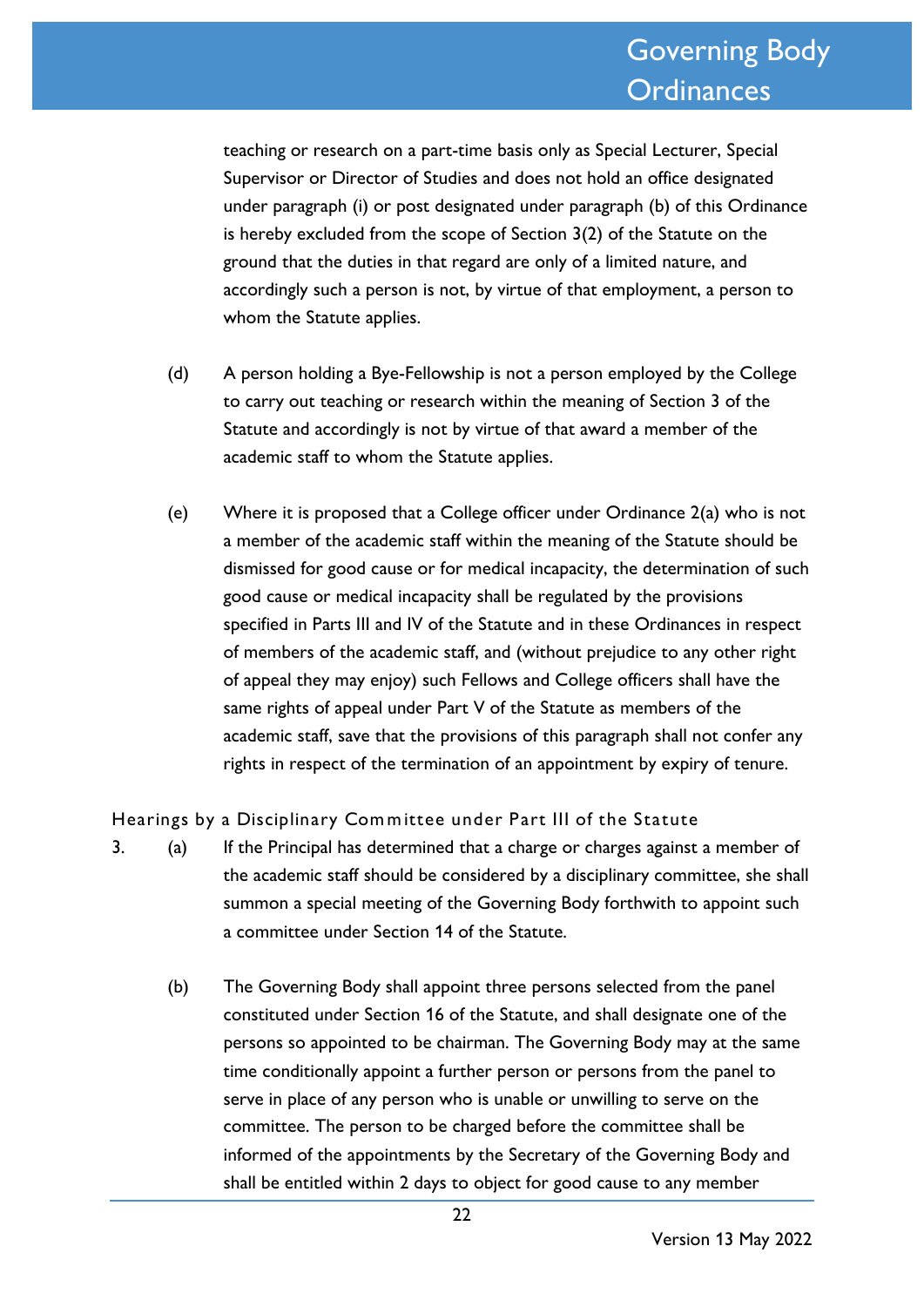teaching or research on a part-time basis only as Special Lecturer, Special Supervisor or Director of Studies and does not hold an office designated under paragraph (i) or post designated under paragraph (b) of this Ordinance is hereby excluded from the scope of Section 3(2) of the Statute on the ground that the duties in that regard are only of a limited nature, and accordingly such a person is not, by virtue of that employment, a person to whom the Statute applies.

(d) A person holding a Bye-Fellowship is not a person employed by the College to carry out teaching or research within the meaning of Section 3 of the Statute and accordingly is not by virtue of that award a member of the academic staff to whom the Statute applies.

(e) Where it is proposed that a College officer under Ordinance 2(a) who is not a member of the academic staff within the meaning of the Statute should be dismissed for good cause or for medical incapacity, the determination of such good cause or medical incapacity shall be regulated by the provisions specified in Parts III and IV of the Statute and in these Ordinances in respect of members of the academic staff, and (without prejudice to any other right of appeal they may enjoy) such Fellows and College officers shall have the same rights of appeal under Part V of the Statute as members of the academic staff, save that the provisions of this paragraph shall not confer any rights in respect of the termination of an appointment by expiry of tenure.

### Hearings by a Disciplinary Committee under Part III of the Statute

3. (a) If the Principal has determined that a charge or charges against a member of the academic staff should be considered by a disciplinary committee, she shall summon a special meeting of the Governing Body forthwith to appoint such a committee under Section 14 of the Statute.

(b) The Governing Body shall appoint three persons selected from the panel constituted under Section 16 of the Statute, and shall designate one of the persons so appointed to be chairman. The Governing Body may at the same time conditionally appoint a further person or persons from the panel to serve in place of any person who is unable or unwilling to serve on the committee. The person to be charged before the committee shall be informed of the appointments by the Secretary of the Governing Body and shall be entitled within 2 days to object for good cause to any member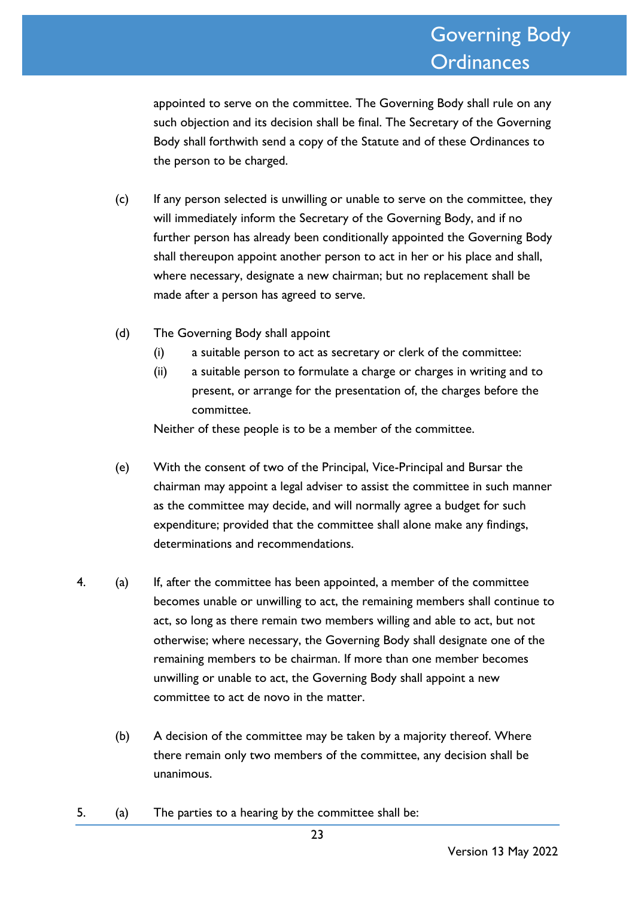appointed to serve on the committee. The Governing Body shall rule on any such objection and its decision shall be final. The Secretary of the Governing Body shall forthwith send a copy of the Statute and of these Ordinances to the person to be charged.

(c) If any person selected is unwilling or unable to serve on the committee, they will immediately inform the Secretary of the Governing Body, and if no further person has already been conditionally appointed the Governing Body shall thereupon appoint another person to act in her or his place and shall, where necessary, designate a new chairman; but no replacement shall be made after a person has agreed to serve.

(d) The Governing Body shall appoint

  (i) a suitable person to act as secretary or clerk of the committee:

  (ii) a suitable person to formulate a charge or charges in writing and to present, or arrange for the presentation of, the charges before the committee.

  Neither of these people is to be a member of the committee.

(e) With the consent of two of the Principal, Vice-Principal and Bursar the chairman may appoint a legal adviser to assist the committee in such manner as the committee may decide, and will normally agree a budget for such expenditure; provided that the committee shall alone make any findings, determinations and recommendations.

4. (a) If, after the committee has been appointed, a member of the committee becomes unable or unwilling to act, the remaining members shall continue to act, so long as there remain two members willing and able to act, but not otherwise; where necessary, the Governing Body shall designate one of the remaining members to be chairman. If more than one member becomes unwilling or unable to act, the Governing Body shall appoint a new committee to act de novo in the matter.

   (b) A decision of the committee may be taken by a majority thereof. Where there remain only two members of the committee, any decision shall be unanimous.

5. (a) The parties to a hearing by the committee shall be: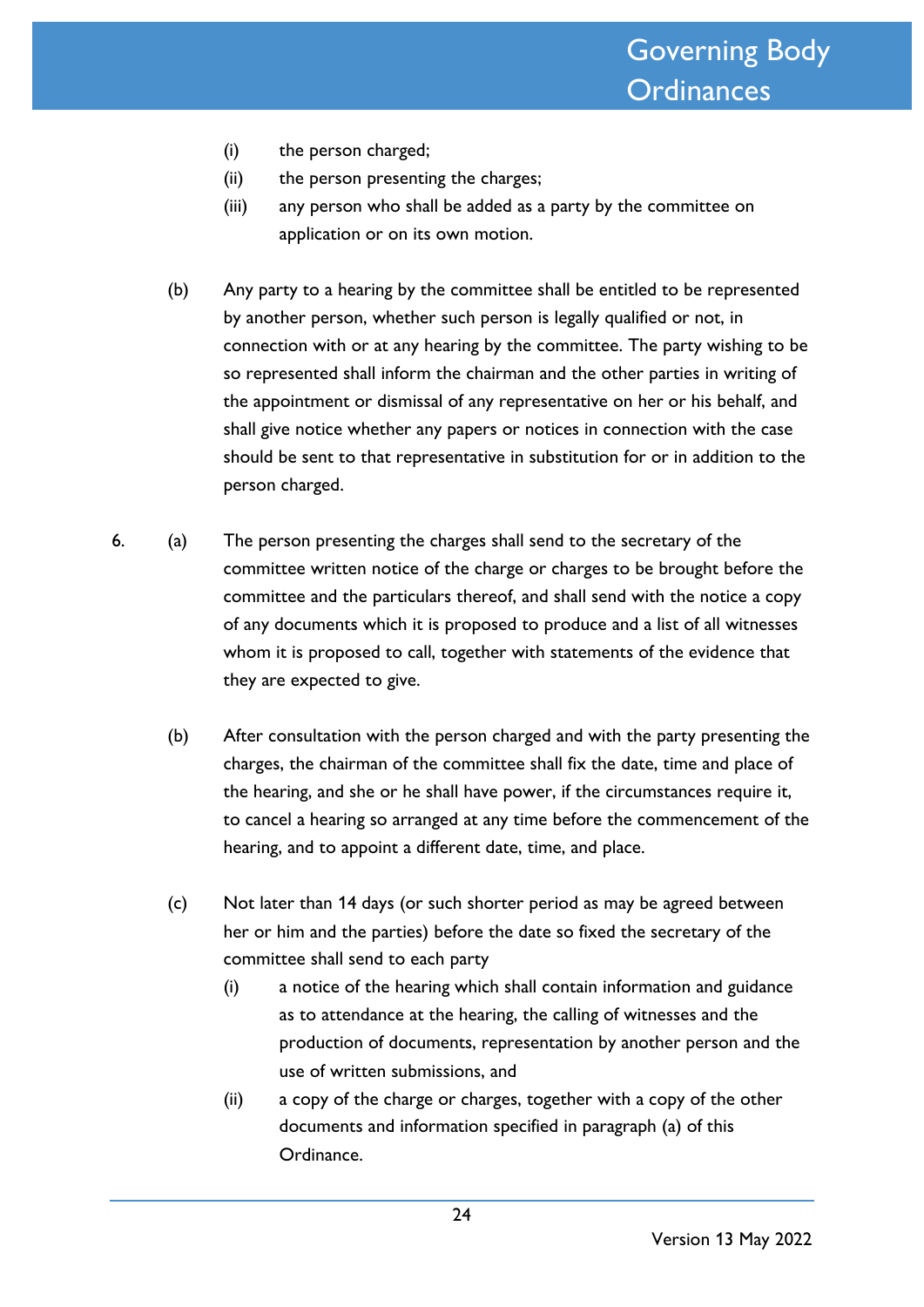(i) the person charged;

(ii) the person presenting the charges;

(iii) any person who shall be added as a party by the committee on application or on its own motion.

(b) Any party to a hearing by the committee shall be entitled to be represented by another person, whether such person is legally qualified or not, in connection with or at any hearing by the committee. The party wishing to be so represented shall inform the chairman and the other parties in writing of the appointment or dismissal of any representative on her or his behalf, and shall give notice whether any papers or notices in connection with the case should be sent to that representative in substitution for or in addition to the person charged.

6. (a) The person presenting the charges shall send to the secretary of the committee written notice of the charge or charges to be brought before the committee and the particulars thereof, and shall send with the notice a copy of any documents which it is proposed to produce and a list of all witnesses whom it is proposed to call, together with statements of the evidence that they are expected to give.

(b) After consultation with the person charged and with the party presenting the charges, the chairman of the committee shall fix the date, time and place of the hearing, and she or he shall have power, if the circumstances require it, to cancel a hearing so arranged at any time before the commencement of the hearing, and to appoint a different date, time, and place.

(c) Not later than 14 days (or such shorter period as may be agreed between her or him and the parties) before the date so fixed the secretary of the committee shall send to each party

(i) a notice of the hearing which shall contain information and guidance as to attendance at the hearing, the calling of witnesses and the production of documents, representation by another person and the use of written submissions, and

(ii) a copy of the charge or charges, together with a copy of the other documents and information specified in paragraph (a) of this Ordinance.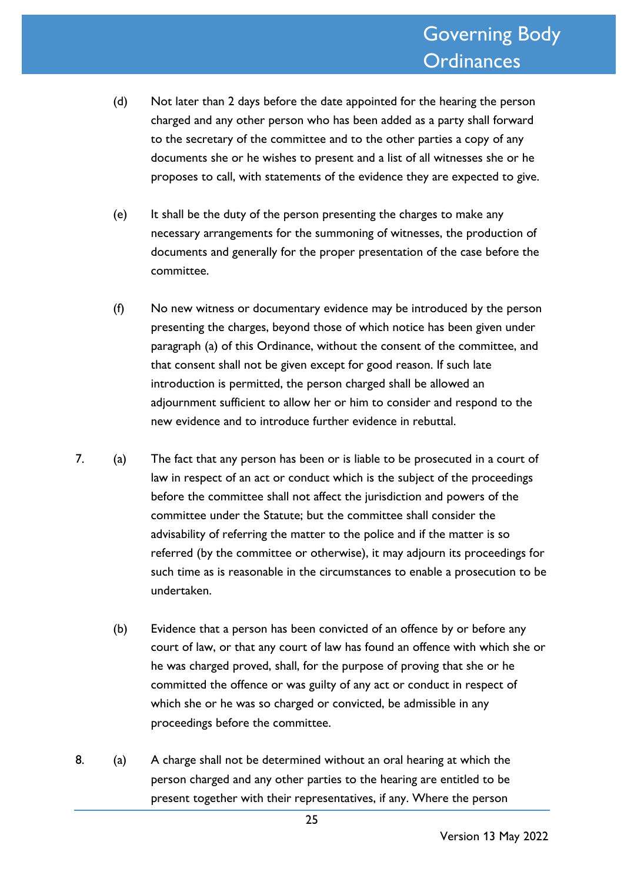(d) Not later than 2 days before the date appointed for the hearing the person charged and any other person who has been added as a party shall forward to the secretary of the committee and to the other parties a copy of any documents she or he wishes to present and a list of all witnesses she or he proposes to call, with statements of the evidence they are expected to give.

(e) It shall be the duty of the person presenting the charges to make any necessary arrangements for the summoning of witnesses, the production of documents and generally for the proper presentation of the case before the committee.

(f) No new witness or documentary evidence may be introduced by the person presenting the charges, beyond those of which notice has been given under paragraph (a) of this Ordinance, without the consent of the committee, and that consent shall not be given except for good reason. If such late introduction is permitted, the person charged shall be allowed an adjournment sufficient to allow her or him to consider and respond to the new evidence and to introduce further evidence in rebuttal.

7. (a) The fact that any person has been or is liable to be prosecuted in a court of law in respect of an act or conduct which is the subject of the proceedings before the committee shall not affect the jurisdiction and powers of the committee under the Statute; but the committee shall consider the advisability of referring the matter to the police and if the matter is so referred (by the committee or otherwise), it may adjourn its proceedings for such time as is reasonable in the circumstances to enable a prosecution to be undertaken.

(b) Evidence that a person has been convicted of an offence by or before any court of law, or that any court of law has found an offence with which she or he was charged proved, shall, for the purpose of proving that she or he committed the offence or was guilty of any act or conduct in respect of which she or he was so charged or convicted, be admissible in any proceedings before the committee.

8. (a) A charge shall not be determined without an oral hearing at which the person charged and any other parties to the hearing are entitled to be present together with their representatives, if any. Where the person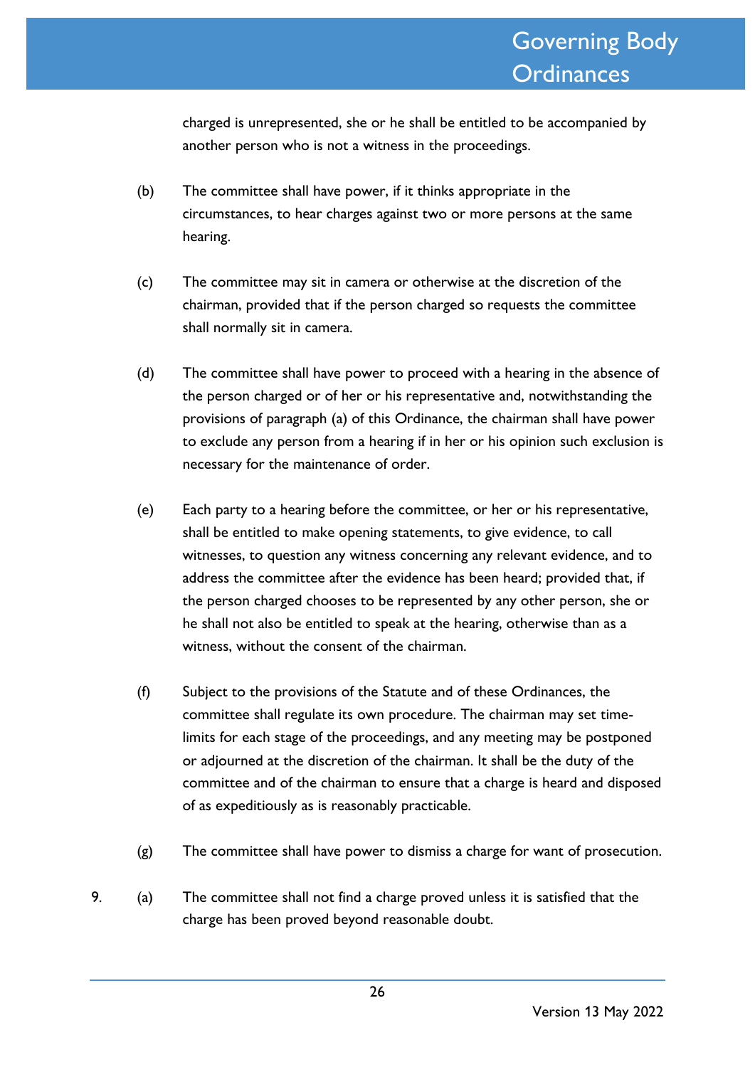charged is unrepresented, she or he shall be entitled to be accompanied by another person who is not a witness in the proceedings.

(b) The committee shall have power, if it thinks appropriate in the circumstances, to hear charges against two or more persons at the same hearing.

(c) The committee may sit in camera or otherwise at the discretion of the chairman, provided that if the person charged so requests the committee shall normally sit in camera.

(d) The committee shall have power to proceed with a hearing in the absence of the person charged or of her or his representative and, notwithstanding the provisions of paragraph (a) of this Ordinance, the chairman shall have power to exclude any person from a hearing if in her or his opinion such exclusion is necessary for the maintenance of order.

(e) Each party to a hearing before the committee, or her or his representative, shall be entitled to make opening statements, to give evidence, to call witnesses, to question any witness concerning any relevant evidence, and to address the committee after the evidence has been heard; provided that, if the person charged chooses to be represented by any other person, she or he shall not also be entitled to speak at the hearing, otherwise than as a witness, without the consent of the chairman.

(f) Subject to the provisions of the Statute and of these Ordinances, the committee shall regulate its own procedure. The chairman may set time-limits for each stage of the proceedings, and any meeting may be postponed or adjourned at the discretion of the chairman. It shall be the duty of the committee and of the chairman to ensure that a charge is heard and disposed of as expeditiously as is reasonably practicable.

(g) The committee shall have power to dismiss a charge for want of prosecution.

9. (a) The committee shall not find a charge proved unless it is satisfied that the charge has been proved beyond reasonable doubt.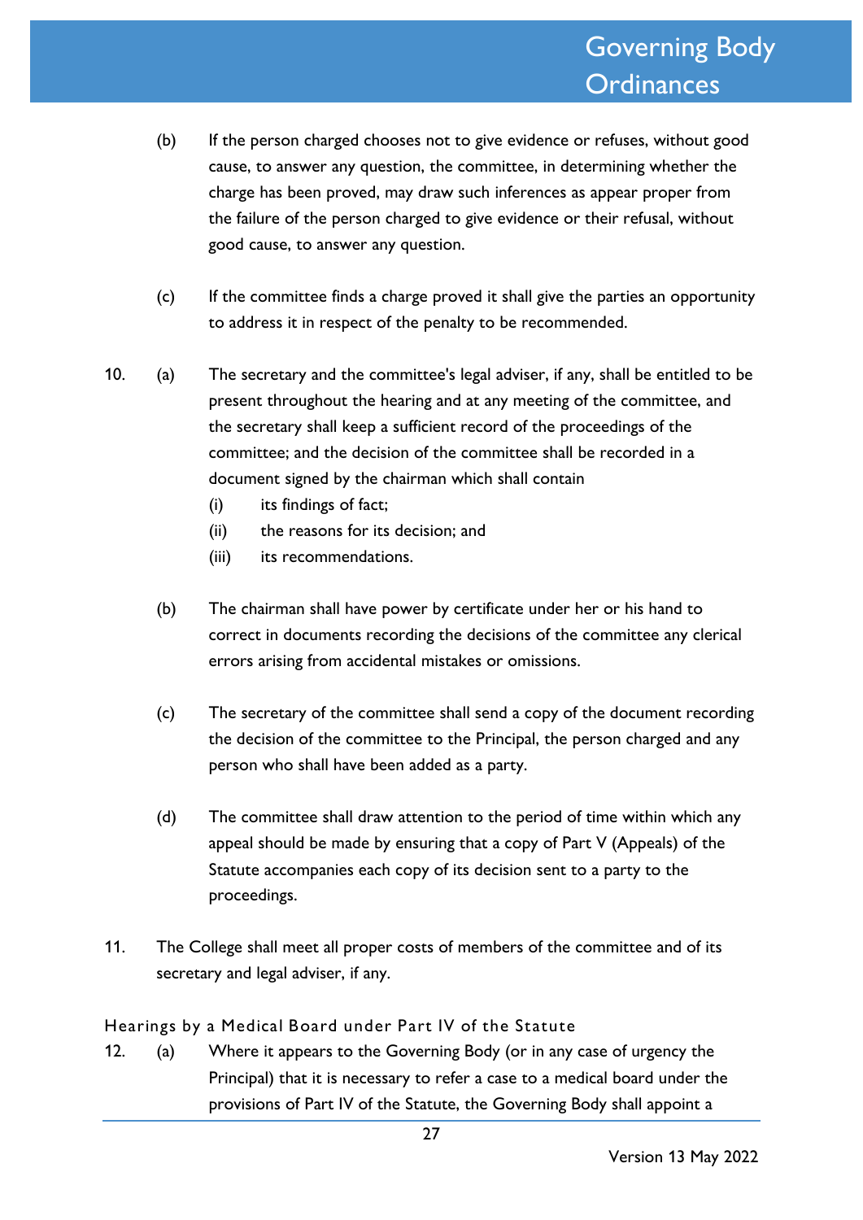(b) If the person charged chooses not to give evidence or refuses, without good cause, to answer any question, the committee, in determining whether the charge has been proved, may draw such inferences as appear proper from the failure of the person charged to give evidence or their refusal, without good cause, to answer any question.

(c) If the committee finds a charge proved it shall give the parties an opportunity to address it in respect of the penalty to be recommended.

10. (a) The secretary and the committee's legal adviser, if any, shall be entitled to be present throughout the hearing and at any meeting of the committee, and the secretary shall keep a sufficient record of the proceedings of the committee; and the decision of the committee shall be recorded in a document signed by the chairman which shall contain

    (i) its findings of fact;
    (ii) the reasons for its decision; and
    (iii) its recommendations.

    (b) The chairman shall have power by certificate under her or his hand to correct in documents recording the decisions of the committee any clerical errors arising from accidental mistakes or omissions.

    (c) The secretary of the committee shall send a copy of the document recording the decision of the committee to the Principal, the person charged and any person who shall have been added as a party.

    (d) The committee shall draw attention to the period of time within which any appeal should be made by ensuring that a copy of Part V (Appeals) of the Statute accompanies each copy of its decision sent to a party to the proceedings.

11. The College shall meet all proper costs of members of the committee and of its secretary and legal adviser, if any.

### Hearings by a Medical Board under Part IV of the Statute

12. (a) Where it appears to the Governing Body (or in any case of urgency the Principal) that it is necessary to refer a case to a medical board under the provisions of Part IV of the Statute, the Governing Body shall appoint a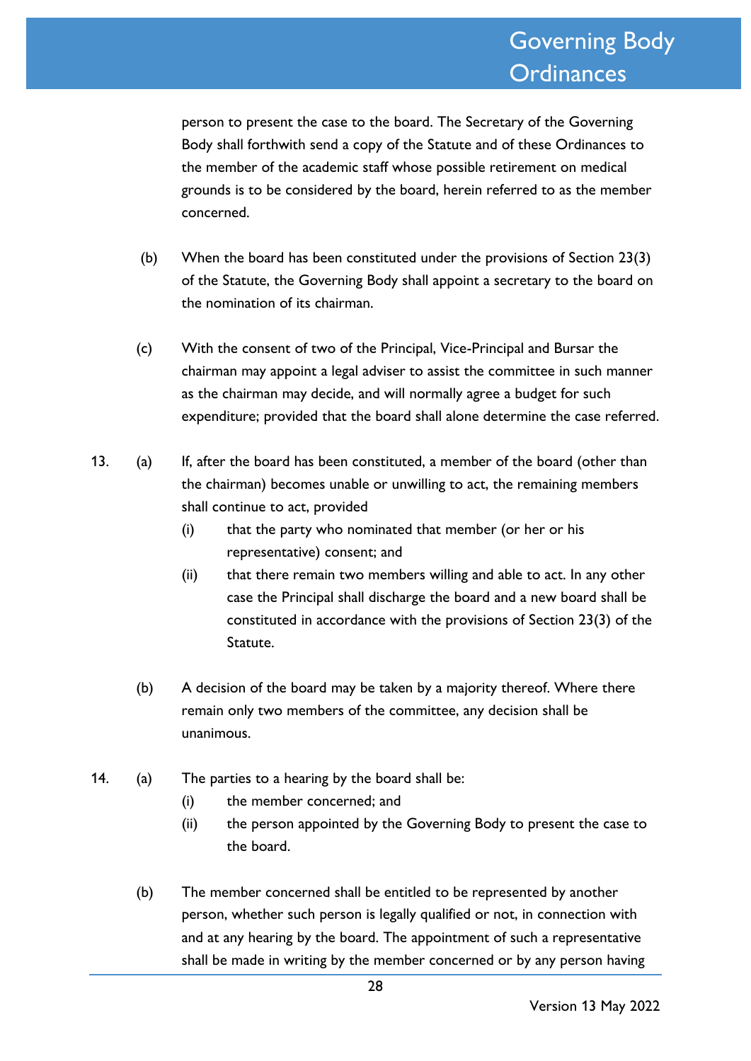person to present the case to the board. The Secretary of the Governing Body shall forthwith send a copy of the Statute and of these Ordinances to the member of the academic staff whose possible retirement on medical grounds is to be considered by the board, herein referred to as the member concerned.

(b) When the board has been constituted under the provisions of Section 23(3) of the Statute, the Governing Body shall appoint a secretary to the board on the nomination of its chairman.

(c) With the consent of two of the Principal, Vice-Principal and Bursar the chairman may appoint a legal adviser to assist the committee in such manner as the chairman may decide, and will normally agree a budget for such expenditure; provided that the board shall alone determine the case referred.

13. (a) If, after the board has been constituted, a member of the board (other than the chairman) becomes unable or unwilling to act, the remaining members shall continue to act, provided

   (i) that the party who nominated that member (or her or his representative) consent; and

   (ii) that there remain two members willing and able to act. In any other case the Principal shall discharge the board and a new board shall be constituted in accordance with the provisions of Section 23(3) of the Statute.

(b) A decision of the board may be taken by a majority thereof. Where there remain only two members of the committee, any decision shall be unanimous.

14. (a) The parties to a hearing by the board shall be:

   (i) the member concerned; and

   (ii) the person appointed by the Governing Body to present the case to the board.

(b) The member concerned shall be entitled to be represented by another person, whether such person is legally qualified or not, in connection with and at any hearing by the board. The appointment of such a representative shall be made in writing by the member concerned or by any person having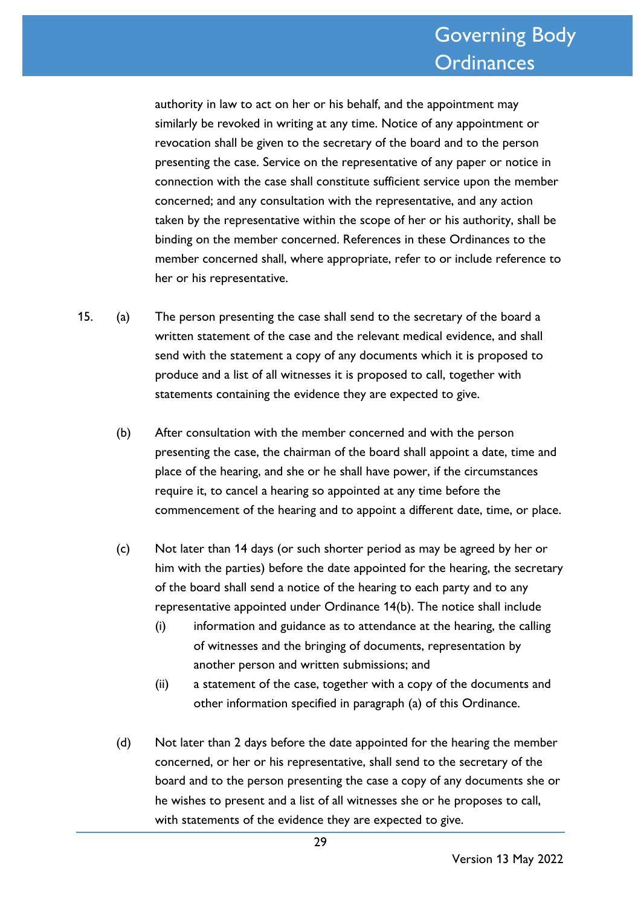authority in law to act on her or his behalf, and the appointment may similarly be revoked in writing at any time. Notice of any appointment or revocation shall be given to the secretary of the board and to the person presenting the case. Service on the representative of any paper or notice in connection with the case shall constitute sufficient service upon the member concerned; and any consultation with the representative, and any action taken by the representative within the scope of her or his authority, shall be binding on the member concerned. References in these Ordinances to the member concerned shall, where appropriate, refer to or include reference to her or his representative.

15. (a) The person presenting the case shall send to the secretary of the board a written statement of the case and the relevant medical evidence, and shall send with the statement a copy of any documents which it is proposed to produce and a list of all witnesses it is proposed to call, together with statements containing the evidence they are expected to give.

(b) After consultation with the member concerned and with the person presenting the case, the chairman of the board shall appoint a date, time and place of the hearing, and she or he shall have power, if the circumstances require it, to cancel a hearing so appointed at any time before the commencement of the hearing and to appoint a different date, time, or place.

(c) Not later than 14 days (or such shorter period as may be agreed by her or him with the parties) before the date appointed for the hearing, the secretary of the board shall send a notice of the hearing to each party and to any representative appointed under Ordinance 14(b). The notice shall include

(i) information and guidance as to attendance at the hearing, the calling of witnesses and the bringing of documents, representation by another person and written submissions; and

(ii) a statement of the case, together with a copy of the documents and other information specified in paragraph (a) of this Ordinance.

(d) Not later than 2 days before the date appointed for the hearing the member concerned, or her or his representative, shall send to the secretary of the board and to the person presenting the case a copy of any documents she or he wishes to present and a list of all witnesses she or he proposes to call, with statements of the evidence they are expected to give.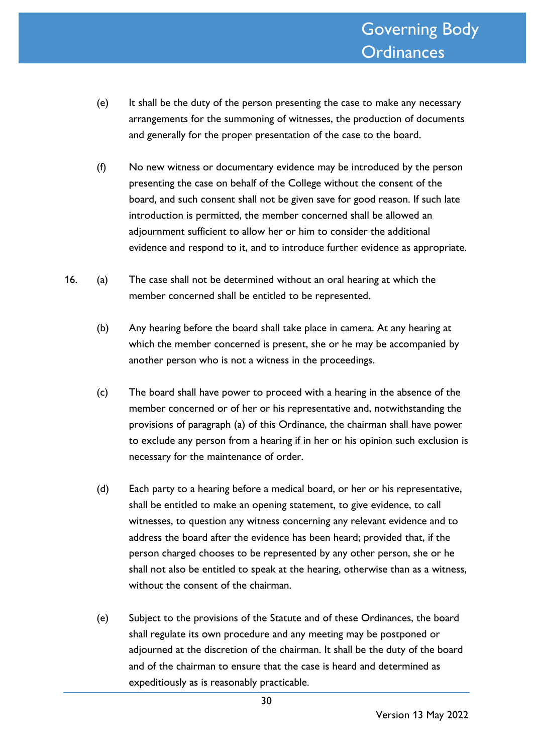(e) It shall be the duty of the person presenting the case to make any necessary arrangements for the summoning of witnesses, the production of documents and generally for the proper presentation of the case to the board.

(f) No new witness or documentary evidence may be introduced by the person presenting the case on behalf of the College without the consent of the board, and such consent shall not be given save for good reason. If such late introduction is permitted, the member concerned shall be allowed an adjournment sufficient to allow her or him to consider the additional evidence and respond to it, and to introduce further evidence as appropriate.

16. (a) The case shall not be determined without an oral hearing at which the member concerned shall be entitled to be represented.

(b) Any hearing before the board shall take place in camera. At any hearing at which the member concerned is present, she or he may be accompanied by another person who is not a witness in the proceedings.

(c) The board shall have power to proceed with a hearing in the absence of the member concerned or of her or his representative and, notwithstanding the provisions of paragraph (a) of this Ordinance, the chairman shall have power to exclude any person from a hearing if in her or his opinion such exclusion is necessary for the maintenance of order.

(d) Each party to a hearing before a medical board, or her or his representative, shall be entitled to make an opening statement, to give evidence, to call witnesses, to question any witness concerning any relevant evidence and to address the board after the evidence has been heard; provided that, if the person charged chooses to be represented by any other person, she or he shall not also be entitled to speak at the hearing, otherwise than as a witness, without the consent of the chairman.

(e) Subject to the provisions of the Statute and of these Ordinances, the board shall regulate its own procedure and any meeting may be postponed or adjourned at the discretion of the chairman. It shall be the duty of the board and of the chairman to ensure that the case is heard and determined as expeditiously as is reasonably practicable.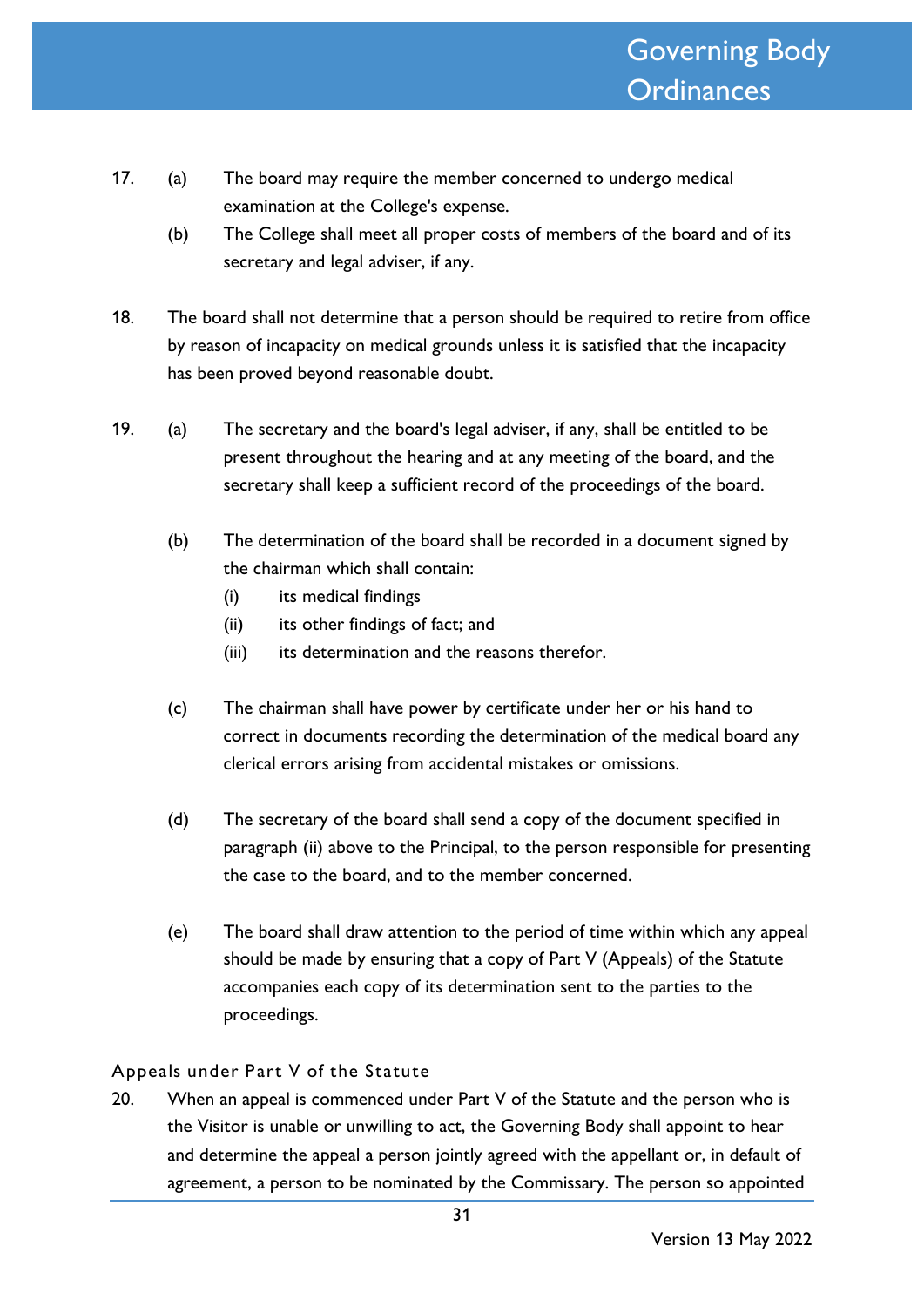17. (a) The board may require the member concerned to undergo medical examination at the College's expense.

    (b) The College shall meet all proper costs of members of the board and of its secretary and legal adviser, if any.

18. The board shall not determine that a person should be required to retire from office by reason of incapacity on medical grounds unless it is satisfied that the incapacity has been proved beyond reasonable doubt.

19. (a) The secretary and the board's legal adviser, if any, shall be entitled to be present throughout the hearing and at any meeting of the board, and the secretary shall keep a sufficient record of the proceedings of the board.

    (b) The determination of the board shall be recorded in a document signed by the chairman which shall contain:

      (i) its medical findings

      (ii) its other findings of fact; and

      (iii) its determination and the reasons therefor.

    (c) The chairman shall have power by certificate under her or his hand to correct in documents recording the determination of the medical board any clerical errors arising from accidental mistakes or omissions.

    (d) The secretary of the board shall send a copy of the document specified in paragraph (ii) above to the Principal, to the person responsible for presenting the case to the board, and to the member concerned.

    (e) The board shall draw attention to the period of time within which any appeal should be made by ensuring that a copy of Part V (Appeals) of the Statute accompanies each copy of its determination sent to the parties to the proceedings.

### Appeals under Part V of the Statute

20. When an appeal is commenced under Part V of the Statute and the person who is the Visitor is unable or unwilling to act, the Governing Body shall appoint to hear and determine the appeal a person jointly agreed with the appellant or, in default of agreement, a person to be nominated by the Commissary. The person so appointed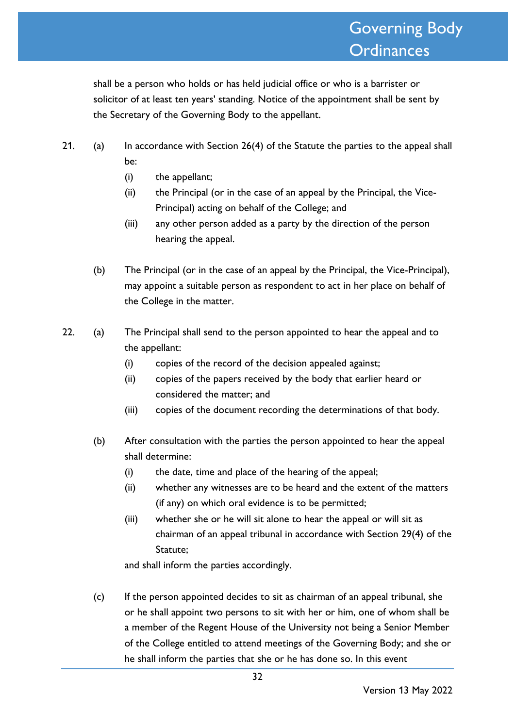shall be a person who holds or has held judicial office or who is a barrister or solicitor of at least ten years' standing. Notice of the appointment shall be sent by the Secretary of the Governing Body to the appellant.

21. (a) In accordance with Section 26(4) of the Statute the parties to the appeal shall be:

    (i) the appellant;

    (ii) the Principal (or in the case of an appeal by the Principal, the Vice-Principal) acting on behalf of the College; and

    (iii) any other person added as a party by the direction of the person hearing the appeal.

    (b) The Principal (or in the case of an appeal by the Principal, the Vice-Principal), may appoint a suitable person as respondent to act in her place on behalf of the College in the matter.

22. (a) The Principal shall send to the person appointed to hear the appeal and to the appellant:

    (i) copies of the record of the decision appealed against;

    (ii) copies of the papers received by the body that earlier heard or considered the matter; and

    (iii) copies of the document recording the determinations of that body.

    (b) After consultation with the parties the person appointed to hear the appeal shall determine:

    (i) the date, time and place of the hearing of the appeal;

    (ii) whether any witnesses are to be heard and the extent of the matters (if any) on which oral evidence is to be permitted;

    (iii) whether she or he will sit alone to hear the appeal or will sit as chairman of an appeal tribunal in accordance with Section 29(4) of the Statute;

    and shall inform the parties accordingly.

    (c) If the person appointed decides to sit as chairman of an appeal tribunal, she or he shall appoint two persons to sit with her or him, one of whom shall be a member of the Regent House of the University not being a Senior Member of the College entitled to attend meetings of the Governing Body; and she or he shall inform the parties that she or he has done so. In this event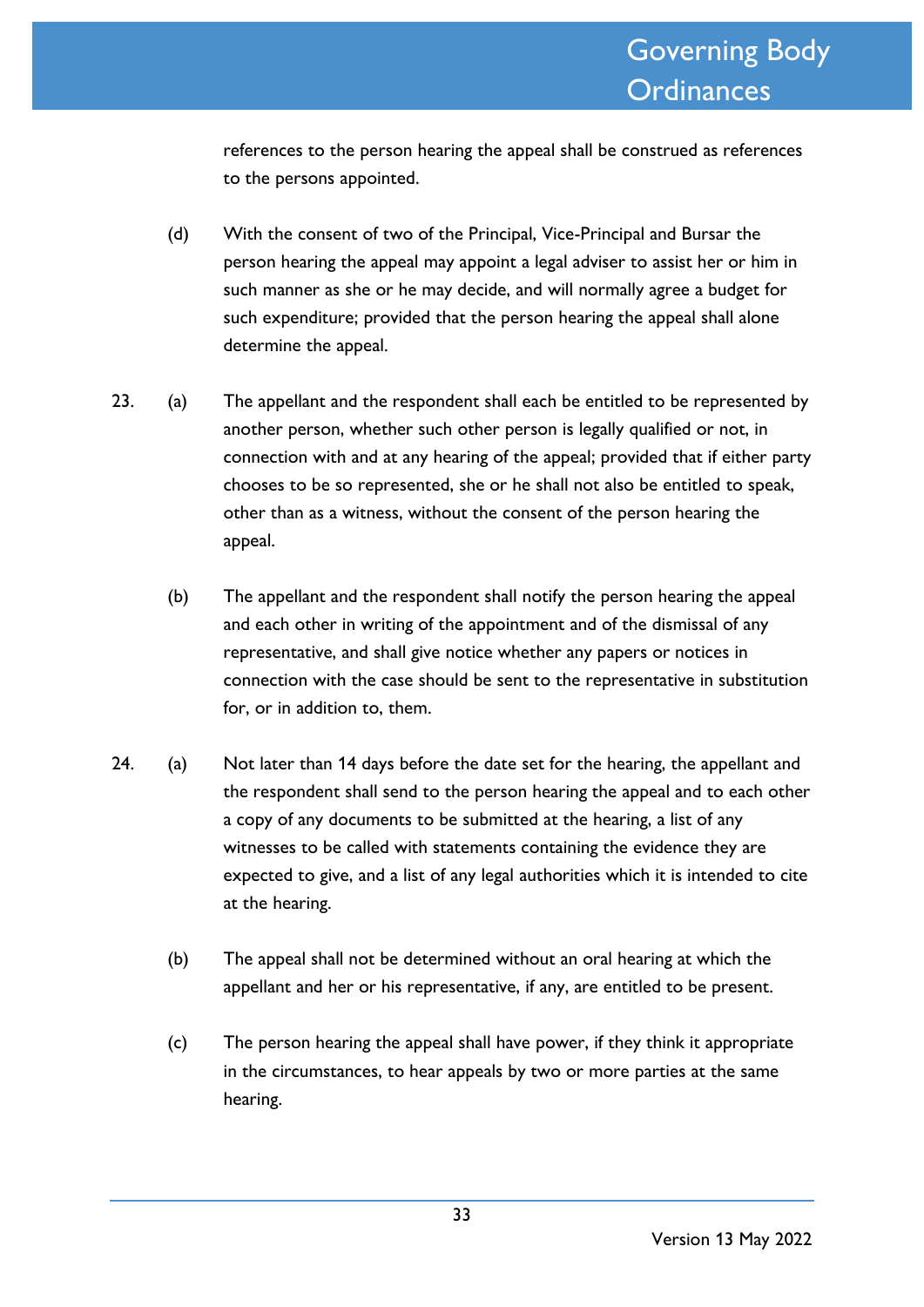references to the person hearing the appeal shall be construed as references to the persons appointed.

(d) With the consent of two of the Principal, Vice-Principal and Bursar the person hearing the appeal may appoint a legal adviser to assist her or him in such manner as she or he may decide, and will normally agree a budget for such expenditure; provided that the person hearing the appeal shall alone determine the appeal.

23. (a) The appellant and the respondent shall each be entitled to be represented by another person, whether such other person is legally qualified or not, in connection with and at any hearing of the appeal; provided that if either party chooses to be so represented, she or he shall not also be entitled to speak, other than as a witness, without the consent of the person hearing the appeal.

(b) The appellant and the respondent shall notify the person hearing the appeal and each other in writing of the appointment and of the dismissal of any representative, and shall give notice whether any papers or notices in connection with the case should be sent to the representative in substitution for, or in addition to, them.

24. (a) Not later than 14 days before the date set for the hearing, the appellant and the respondent shall send to the person hearing the appeal and to each other a copy of any documents to be submitted at the hearing, a list of any witnesses to be called with statements containing the evidence they are expected to give, and a list of any legal authorities which it is intended to cite at the hearing.

(b) The appeal shall not be determined without an oral hearing at which the appellant and her or his representative, if any, are entitled to be present.

(c) The person hearing the appeal shall have power, if they think it appropriate in the circumstances, to hear appeals by two or more parties at the same hearing.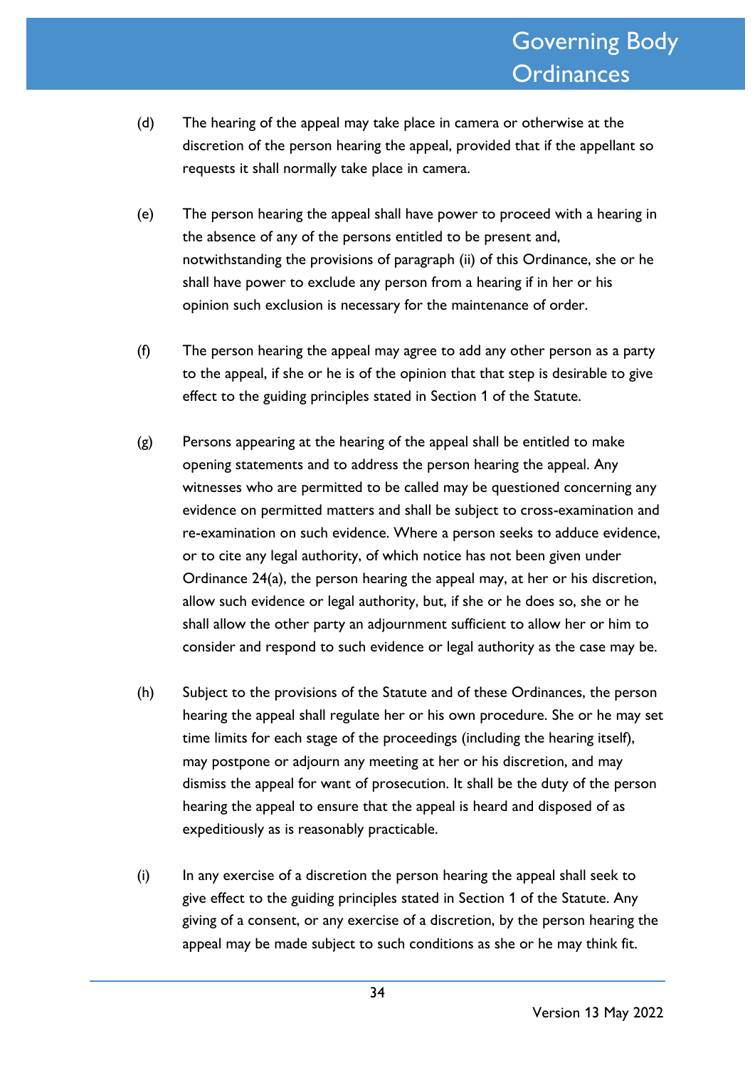(d) The hearing of the appeal may take place in camera or otherwise at the discretion of the person hearing the appeal, provided that if the appellant so requests it shall normally take place in camera.

(e) The person hearing the appeal shall have power to proceed with a hearing in the absence of any of the persons entitled to be present and, notwithstanding the provisions of paragraph (ii) of this Ordinance, she or he shall have power to exclude any person from a hearing if in her or his opinion such exclusion is necessary for the maintenance of order.

(f) The person hearing the appeal may agree to add any other person as a party to the appeal, if she or he is of the opinion that that step is desirable to give effect to the guiding principles stated in Section 1 of the Statute.

(g) Persons appearing at the hearing of the appeal shall be entitled to make opening statements and to address the person hearing the appeal. Any witnesses who are permitted to be called may be questioned concerning any evidence on permitted matters and shall be subject to cross-examination and re-examination on such evidence. Where a person seeks to adduce evidence, or to cite any legal authority, of which notice has not been given under Ordinance 24(a), the person hearing the appeal may, at her or his discretion, allow such evidence or legal authority, but, if she or he does so, she or he shall allow the other party an adjournment sufficient to allow her or him to consider and respond to such evidence or legal authority as the case may be.

(h) Subject to the provisions of the Statute and of these Ordinances, the person hearing the appeal shall regulate her or his own procedure. She or he may set time limits for each stage of the proceedings (including the hearing itself), may postpone or adjourn any meeting at her or his discretion, and may dismiss the appeal for want of prosecution. It shall be the duty of the person hearing the appeal to ensure that the appeal is heard and disposed of as expeditiously as is reasonably practicable.

(i) In any exercise of a discretion the person hearing the appeal shall seek to give effect to the guiding principles stated in Section 1 of the Statute. Any giving of a consent, or any exercise of a discretion, by the person hearing the appeal may be made subject to such conditions as she or he may think fit.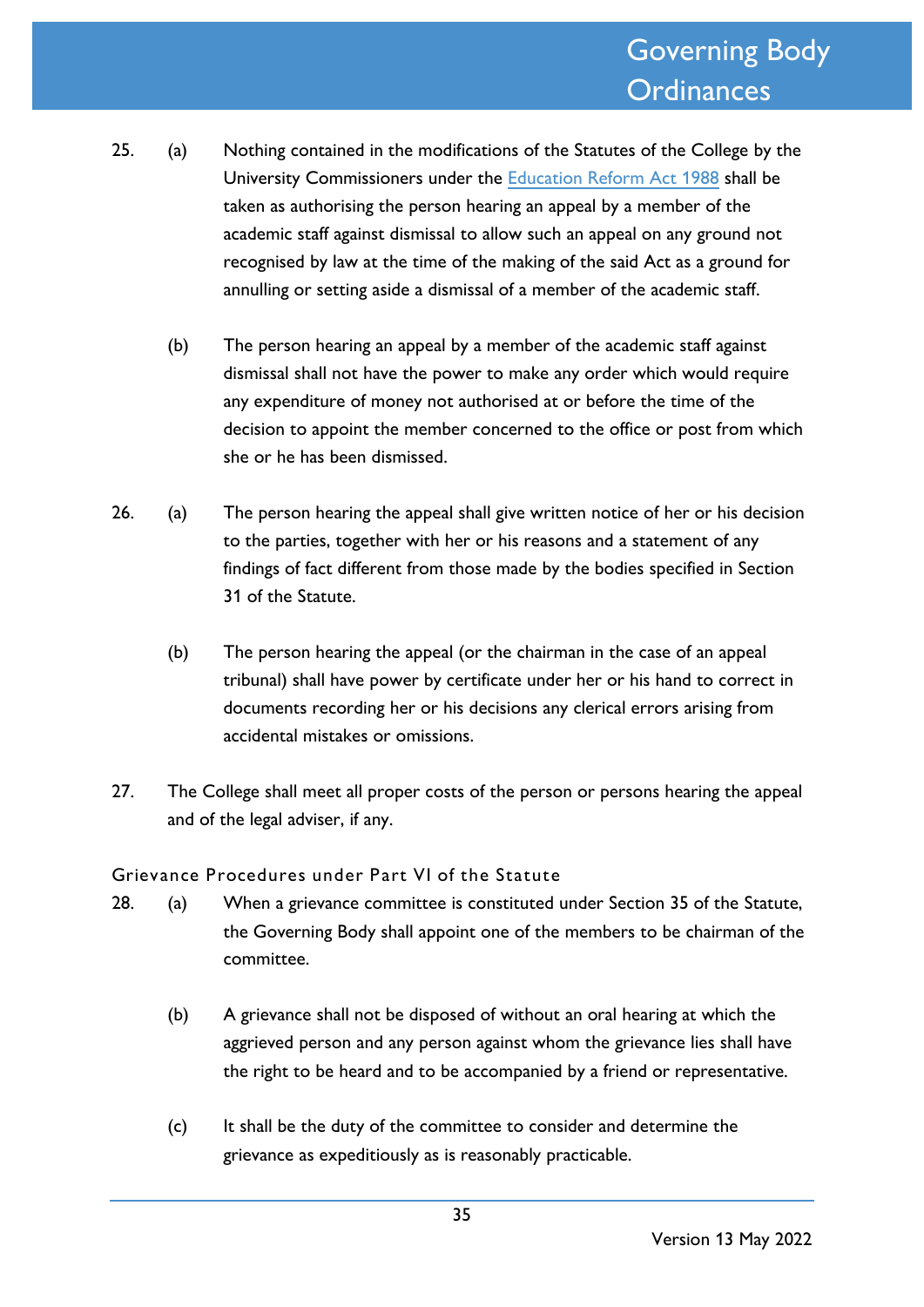25. (a) Nothing contained in the modifications of the Statutes of the College by the University Commissioners under the [Education Reform Act 1988](#) shall be taken as authorising the person hearing an appeal by a member of the academic staff against dismissal to allow such an appeal on any ground not recognised by law at the time of the making of the said Act as a ground for annulling or setting aside a dismissal of a member of the academic staff.

    (b) The person hearing an appeal by a member of the academic staff against dismissal shall not have the power to make any order which would require any expenditure of money not authorised at or before the time of the decision to appoint the member concerned to the office or post from which she or he has been dismissed.

26. (a) The person hearing the appeal shall give written notice of her or his decision to the parties, together with her or his reasons and a statement of any findings of fact different from those made by the bodies specified in Section 31 of the Statute.

    (b) The person hearing the appeal (or the chairman in the case of an appeal tribunal) shall have power by certificate under her or his hand to correct in documents recording her or his decisions any clerical errors arising from accidental mistakes or omissions.

27. The College shall meet all proper costs of the person or persons hearing the appeal and of the legal adviser, if any.

### Grievance Procedures under Part VI of the Statute

28. (a) When a grievance committee is constituted under Section 35 of the Statute, the Governing Body shall appoint one of the members to be chairman of the committee.

    (b) A grievance shall not be disposed of without an oral hearing at which the aggrieved person and any person against whom the grievance lies shall have the right to be heard and to be accompanied by a friend or representative.

    (c) It shall be the duty of the committee to consider and determine the grievance as expeditiously as is reasonably practicable.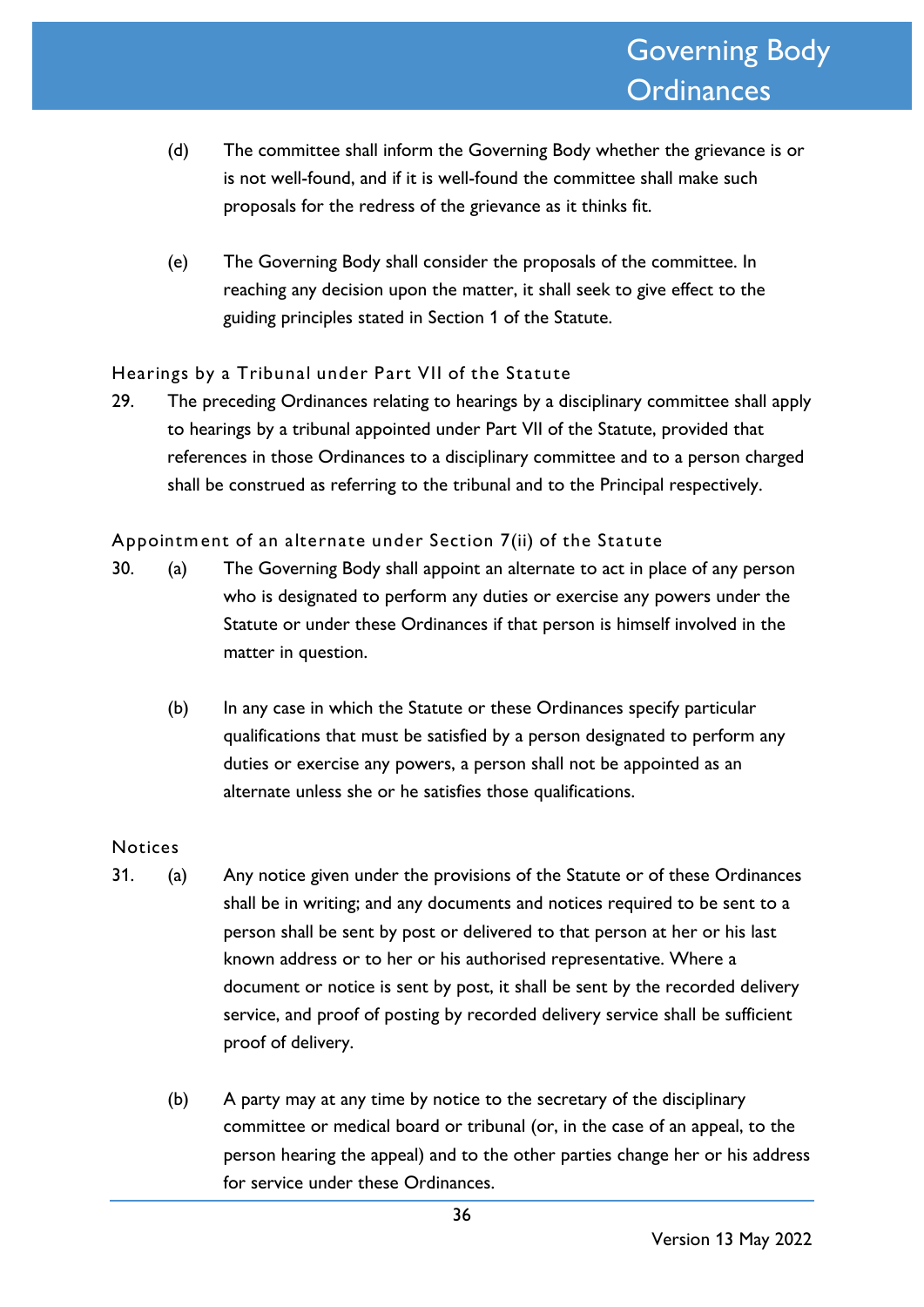(d) The committee shall inform the Governing Body whether the grievance is or is not well-found, and if it is well-found the committee shall make such proposals for the redress of the grievance as it thinks fit.

(e) The Governing Body shall consider the proposals of the committee. In reaching any decision upon the matter, it shall seek to give effect to the guiding principles stated in Section 1 of the Statute.

### Hearings by a Tribunal under Part VII of the Statute

29. The preceding Ordinances relating to hearings by a disciplinary committee shall apply to hearings by a tribunal appointed under Part VII of the Statute, provided that references in those Ordinances to a disciplinary committee and to a person charged shall be construed as referring to the tribunal and to the Principal respectively.

### Appointment of an alternate under Section 7(ii) of the Statute

30. (a) The Governing Body shall appoint an alternate to act in place of any person who is designated to perform any duties or exercise any powers under the Statute or under these Ordinances if that person is himself involved in the matter in question.

(b) In any case in which the Statute or these Ordinances specify particular qualifications that must be satisfied by a person designated to perform any duties or exercise any powers, a person shall not be appointed as an alternate unless she or he satisfies those qualifications.

### Notices

31. (a) Any notice given under the provisions of the Statute or of these Ordinances shall be in writing; and any documents and notices required to be sent to a person shall be sent by post or delivered to that person at her or his last known address or to her or his authorised representative. Where a document or notice is sent by post, it shall be sent by the recorded delivery service, and proof of posting by recorded delivery service shall be sufficient proof of delivery.

(b) A party may at any time by notice to the secretary of the disciplinary committee or medical board or tribunal (or, in the case of an appeal, to the person hearing the appeal) and to the other parties change her or his address for service under these Ordinances.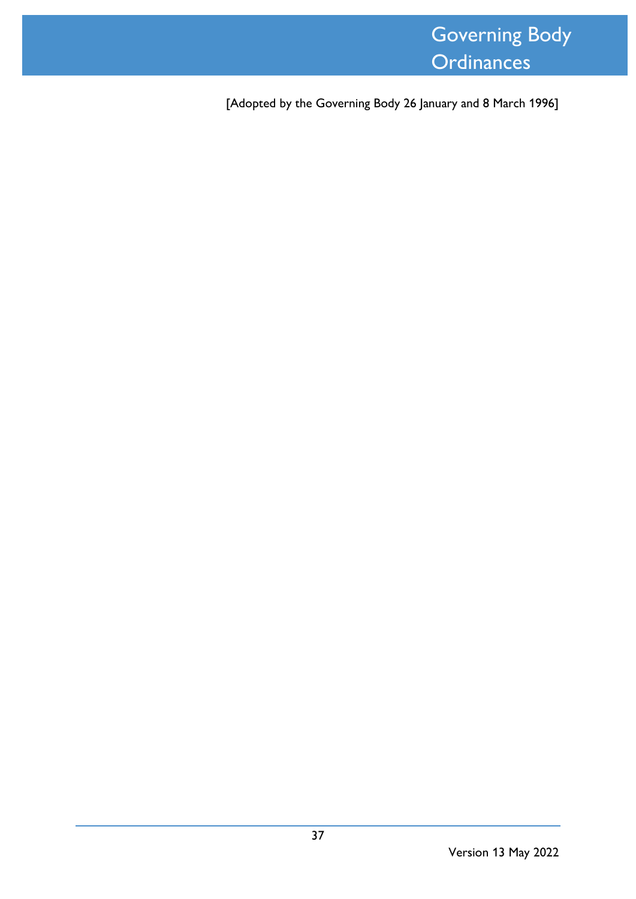[Adopted by the Governing Body 26 January and 8 March 1996]